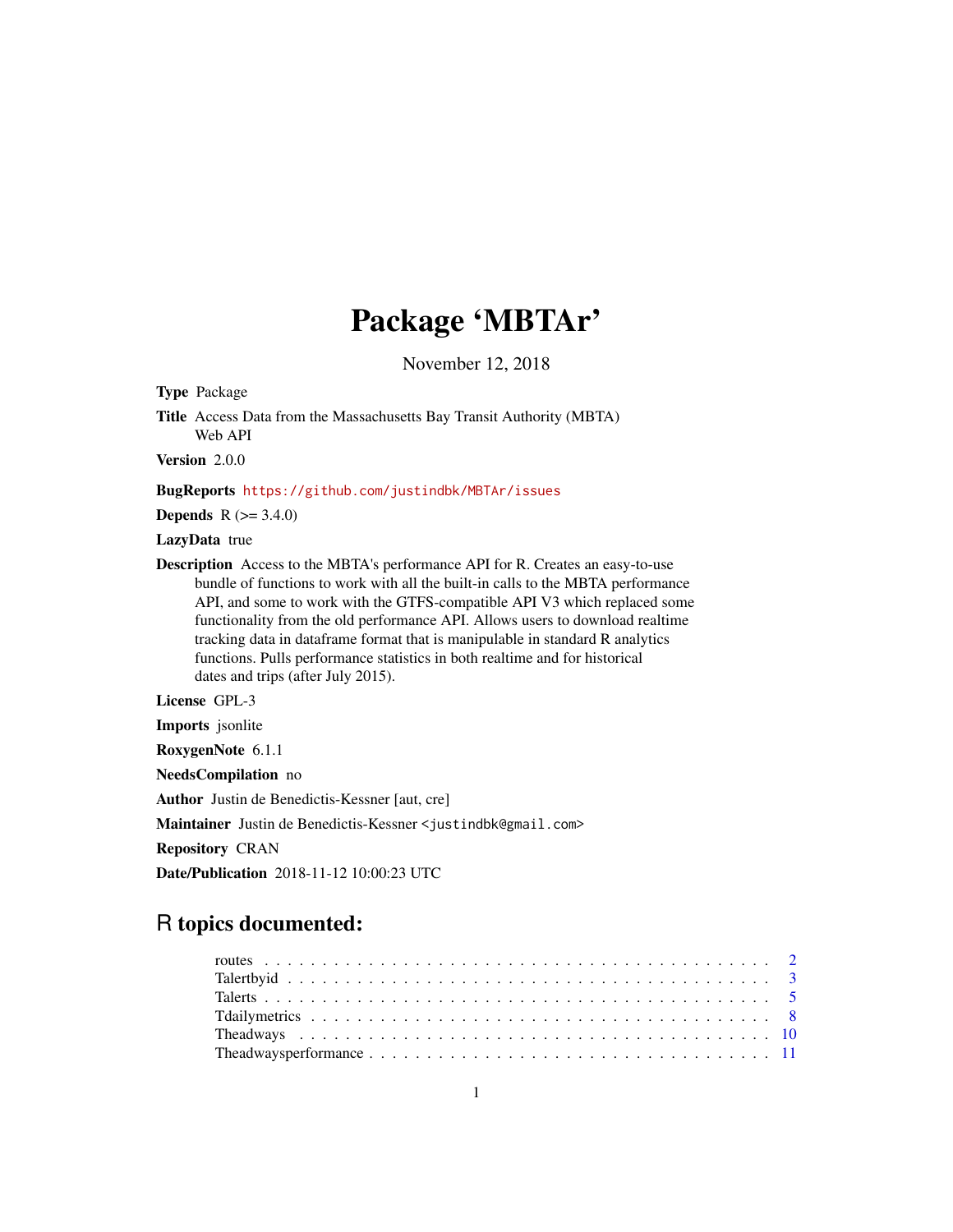# Package 'MBTAr'

November 12, 2018

**Type** Package

**Title** Access Data from the Massachusetts Bay Transit Authority (MBTA) Web API

**Version** 2.0.0

**BugReports** https://github.com/justindbk/MBTAr/issues

**Depends** R (>= 3.4.0)

**LazyData** true

**Description** Access to the MBTA's performance API for R. Creates an easy-to-use bundle of functions to work with all the built-in calls to the MBTA performance API, and some to work with the GTFS-compatible API V3 which replaced some functionality from the old performance API. Allows users to download realtime tracking data in dataframe format that is manipulable in standard R analytics functions. Pulls performance statistics in both realtime and for historical dates and trips (after July 2015).

**License** GPL-3

**Imports** jsonlite

**RoxygenNote** 6.1.1

**NeedsCompilation** no

**Author** Justin de Benedictis-Kessner [aut, cre]

**Maintainer** Justin de Benedictis-Kessner <justindbk@gmail.com>

**Repository** CRAN

**Date/Publication** 2018-11-12 10:00:23 UTC

## R topics documented:

routes . . . . . . . . . . . . . . . . . . . . . . . . . . . . . . . . . . . . . . . . . . . 2
Talertbyid . . . . . . . . . . . . . . . . . . . . . . . . . . . . . . . . . . . . . . . . . 3
Talerts . . . . . . . . . . . . . . . . . . . . . . . . . . . . . . . . . . . . . . . . . . . 5
Tdailymetrics . . . . . . . . . . . . . . . . . . . . . . . . . . . . . . . . . . . . . . . 8
Theadways . . . . . . . . . . . . . . . . . . . . . . . . . . . . . . . . . . . . . . . . 10
Theadwaysperformance . . . . . . . . . . . . . . . . . . . . . . . . . . . . . . . . . 11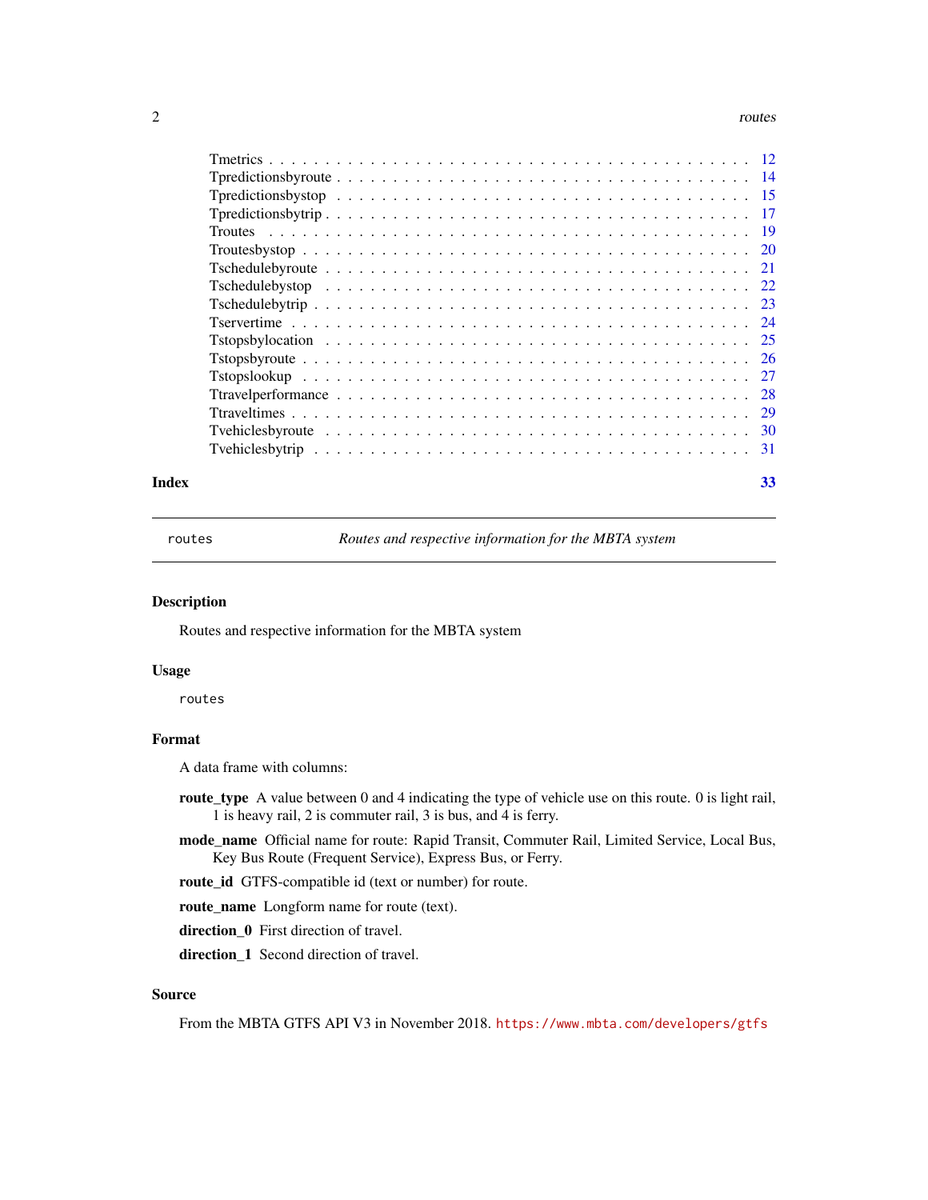| | |
|---|---|
| Tmetrics | 12 |
| Tpredictionsbyroute | 14 |
| Tpredictionsbystop | 15 |
| Tpredictionsbytrip | 17 |
| Troutes | 19 |
| Troutesbystop | 20 |
| Tschedulebyroute | 21 |
| Tschedulebystop | 22 |
| Tschedulebytrip | 23 |
| Tservertime | 24 |
| Tstopsbylocation | 25 |
| Tstopsbyroute | 26 |
| Tstopslookup | 27 |
| Ttravelperformance | 28 |
| Ttraveltimes | 29 |
| Tvehiclesbyroute | 30 |
| Tvehiclesbytrip | 31 |

**Index** 33

---

`routes` *Routes and respective information for the MBTA system*

## Description

Routes and respective information for the MBTA system

## Usage

```
routes
```

## Format

A data frame with columns:

**route_type** A value between 0 and 4 indicating the type of vehicle use on this route. 0 is light rail, 1 is heavy rail, 2 is commuter rail, 3 is bus, and 4 is ferry.

**mode_name** Official name for route: Rapid Transit, Commuter Rail, Limited Service, Local Bus, Key Bus Route (Frequent Service), Express Bus, or Ferry.

**route_id** GTFS-compatible id (text or number) for route.

**route_name** Longform name for route (text).

**direction_0** First direction of travel.

**direction_1** Second direction of travel.

## Source

From the MBTA GTFS API V3 in November 2018. https://www.mbta.com/developers/gtfs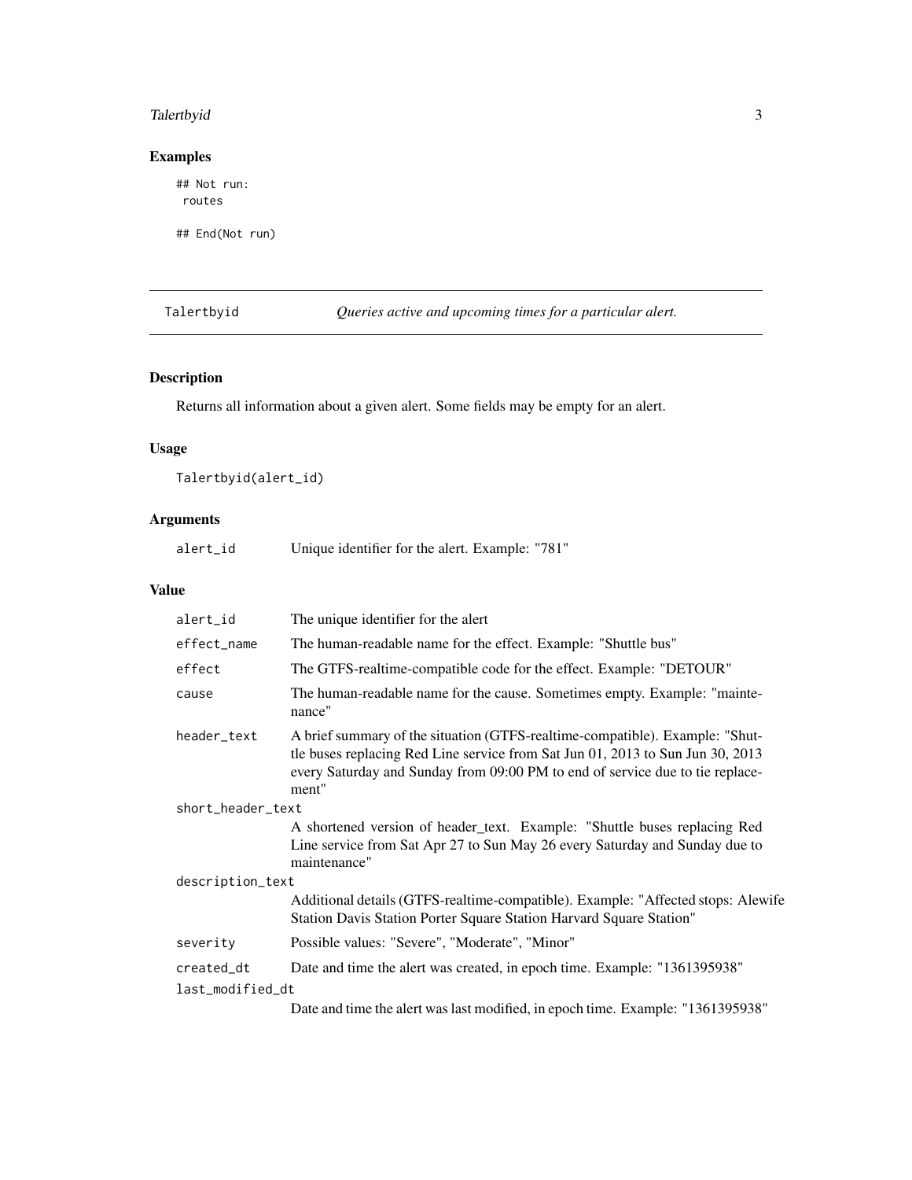## Examples

```
## Not run:
 routes

## End(Not run)
```

---

Talertbyid — *Queries active and upcoming times for a particular alert.*

---

## Description

Returns all information about a given alert. Some fields may be empty for an alert.

## Usage

```
Talertbyid(alert_id)
```

## Arguments

| | |
|---|---|
| `alert_id` | Unique identifier for the alert. Example: "781" |

## Value

| | |
|---|---|
| `alert_id` | The unique identifier for the alert |
| `effect_name` | The human-readable name for the effect. Example: "Shuttle bus" |
| `effect` | The GTFS-realtime-compatible code for the effect. Example: "DETOUR" |
| `cause` | The human-readable name for the cause. Sometimes empty. Example: "maintenance" |
| `header_text` | A brief summary of the situation (GTFS-realtime-compatible). Example: "Shuttle buses replacing Red Line service from Sat Jun 01, 2013 to Sun Jun 30, 2013 every Saturday and Sunday from 09:00 PM to end of service due to tie replacement" |
| `short_header_text` | A shortened version of header_text. Example: "Shuttle buses replacing Red Line service from Sat Apr 27 to Sun May 26 every Saturday and Sunday due to maintenance" |
| `description_text` | Additional details (GTFS-realtime-compatible). Example: "Affected stops: Alewife Station Davis Station Porter Square Station Harvard Square Station" |
| `severity` | Possible values: "Severe", "Moderate", "Minor" |
| `created_dt` | Date and time the alert was created, in epoch time. Example: "1361395938" |
| `last_modified_dt` | Date and time the alert was last modified, in epoch time. Example: "1361395938" |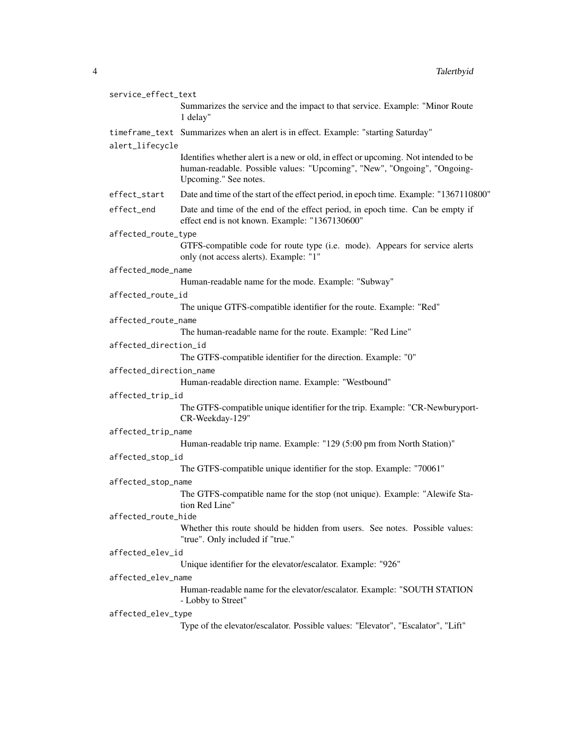`service_effect_text`
: Summarizes the service and the impact to that service. Example: "Minor Route 1 delay"

`timeframe_text`
: Summarizes when an alert is in effect. Example: "starting Saturday"

`alert_lifecycle`
: Identifies whether alert is a new or old, in effect or upcoming. Not intended to be human-readable. Possible values: "Upcoming", "New", "Ongoing", "Ongoing-Upcoming." See notes.

`effect_start`
: Date and time of the start of the effect period, in epoch time. Example: "1367110800"

`effect_end`
: Date and time of the end of the effect period, in epoch time. Can be empty if effect end is not known. Example: "1367130600"

`affected_route_type`
: GTFS-compatible code for route type (i.e. mode). Appears for service alerts only (not access alerts). Example: "1"

`affected_mode_name`
: Human-readable name for the mode. Example: "Subway"

`affected_route_id`
: The unique GTFS-compatible identifier for the route. Example: "Red"

`affected_route_name`
: The human-readable name for the route. Example: "Red Line"

`affected_direction_id`
: The GTFS-compatible identifier for the direction. Example: "0"

`affected_direction_name`
: Human-readable direction name. Example: "Westbound"

`affected_trip_id`
: The GTFS-compatible unique identifier for the trip. Example: "CR-Newburyport-CR-Weekday-129"

`affected_trip_name`
: Human-readable trip name. Example: "129 (5:00 pm from North Station)"

`affected_stop_id`
: The GTFS-compatible unique identifier for the stop. Example: "70061"

`affected_stop_name`
: The GTFS-compatible name for the stop (not unique). Example: "Alewife Station Red Line"

`affected_route_hide`
: Whether this route should be hidden from users. See notes. Possible values: "true". Only included if "true."

`affected_elev_id`
: Unique identifier for the elevator/escalator. Example: "926"

`affected_elev_name`
: Human-readable name for the elevator/escalator. Example: "SOUTH STATION - Lobby to Street"

`affected_elev_type`
: Type of the elevator/escalator. Possible values: "Elevator", "Escalator", "Lift"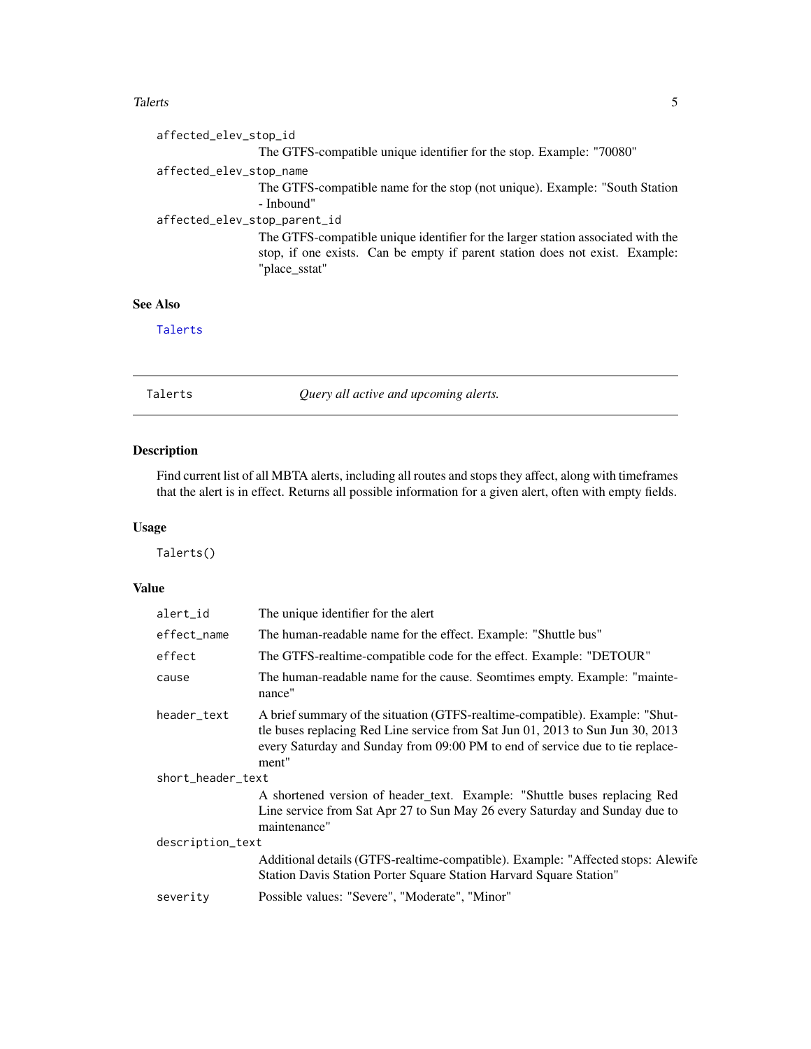affected_elev_stop_id
: The GTFS-compatible unique identifier for the stop. Example: "70080"

affected_elev_stop_name
: The GTFS-compatible name for the stop (not unique). Example: "South Station - Inbound"

affected_elev_stop_parent_id
: The GTFS-compatible unique identifier for the larger station associated with the stop, if one exists. Can be empty if parent station does not exist. Example: "place_sstat"

### See Also

Talerts

---

## Talerts — *Query all active and upcoming alerts.*

### Description

Find current list of all MBTA alerts, including all routes and stops they affect, along with timeframes that the alert is in effect. Returns all possible information for a given alert, often with empty fields.

### Usage

```
Talerts()
```

### Value

| | |
|---|---|
| alert_id | The unique identifier for the alert |
| effect_name | The human-readable name for the effect. Example: "Shuttle bus" |
| effect | The GTFS-realtime-compatible code for the effect. Example: "DETOUR" |
| cause | The human-readable name for the cause. Seomtimes empty. Example: "maintenance" |
| header_text | A brief summary of the situation (GTFS-realtime-compatible). Example: "Shuttle buses replacing Red Line service from Sat Jun 01, 2013 to Sun Jun 30, 2013 every Saturday and Sunday from 09:00 PM to end of service due to tie replacement" |
| short_header_text | A shortened version of header_text. Example: "Shuttle buses replacing Red Line service from Sat Apr 27 to Sun May 26 every Saturday and Sunday due to maintenance" |
| description_text | Additional details (GTFS-realtime-compatible). Example: "Affected stops: Alewife Station Davis Station Porter Square Station Harvard Square Station" |
| severity | Possible values: "Severe", "Moderate", "Minor" |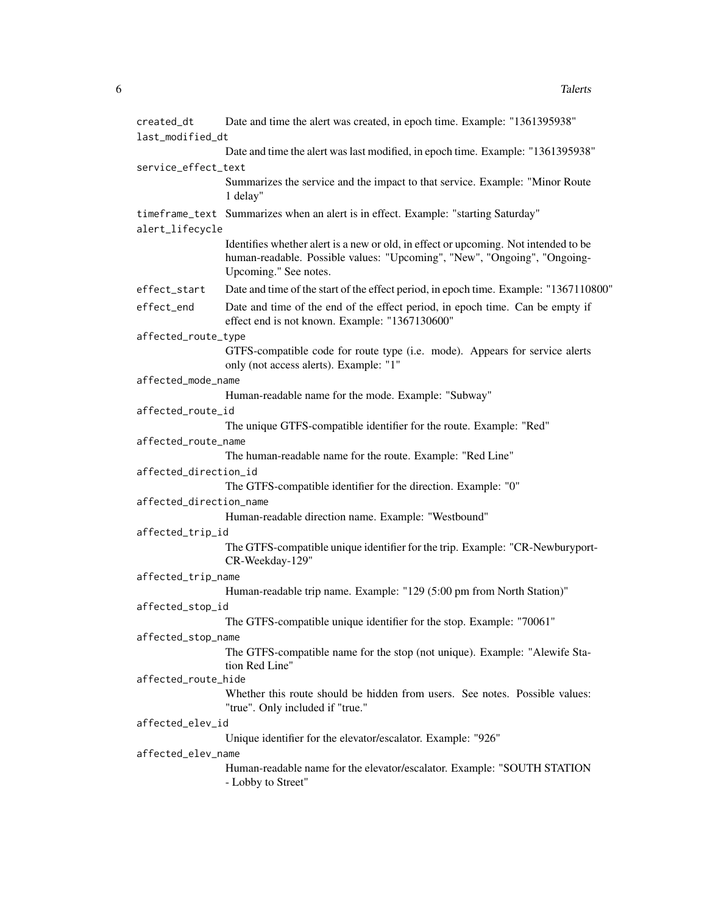`created_dt` Date and time the alert was created, in epoch time. Example: "1361395938"

`last_modified_dt` Date and time the alert was last modified, in epoch time. Example: "1361395938"

`service_effect_text` Summarizes the service and the impact to that service. Example: "Minor Route 1 delay"

`timeframe_text` Summarizes when an alert is in effect. Example: "starting Saturday"

`alert_lifecycle` Identifies whether alert is a new or old, in effect or upcoming. Not intended to be human-readable. Possible values: "Upcoming", "New", "Ongoing", "Ongoing-Upcoming." See notes.

`effect_start` Date and time of the start of the effect period, in epoch time. Example: "1367110800"

`effect_end` Date and time of the end of the effect period, in epoch time. Can be empty if effect end is not known. Example: "1367130600"

`affected_route_type` GTFS-compatible code for route type (i.e. mode). Appears for service alerts only (not access alerts). Example: "1"

`affected_mode_name` Human-readable name for the mode. Example: "Subway"

`affected_route_id` The unique GTFS-compatible identifier for the route. Example: "Red"

`affected_route_name` The human-readable name for the route. Example: "Red Line"

`affected_direction_id` The GTFS-compatible identifier for the direction. Example: "0"

`affected_direction_name` Human-readable direction name. Example: "Westbound"

`affected_trip_id` The GTFS-compatible unique identifier for the trip. Example: "CR-Newburyport-CR-Weekday-129"

`affected_trip_name` Human-readable trip name. Example: "129 (5:00 pm from North Station)"

`affected_stop_id` The GTFS-compatible unique identifier for the stop. Example: "70061"

`affected_stop_name` The GTFS-compatible name for the stop (not unique). Example: "Alewife Station Red Line"

`affected_route_hide` Whether this route should be hidden from users. See notes. Possible values: "true". Only included if "true."

`affected_elev_id` Unique identifier for the elevator/escalator. Example: "926"

`affected_elev_name` Human-readable name for the elevator/escalator. Example: "SOUTH STATION - Lobby to Street"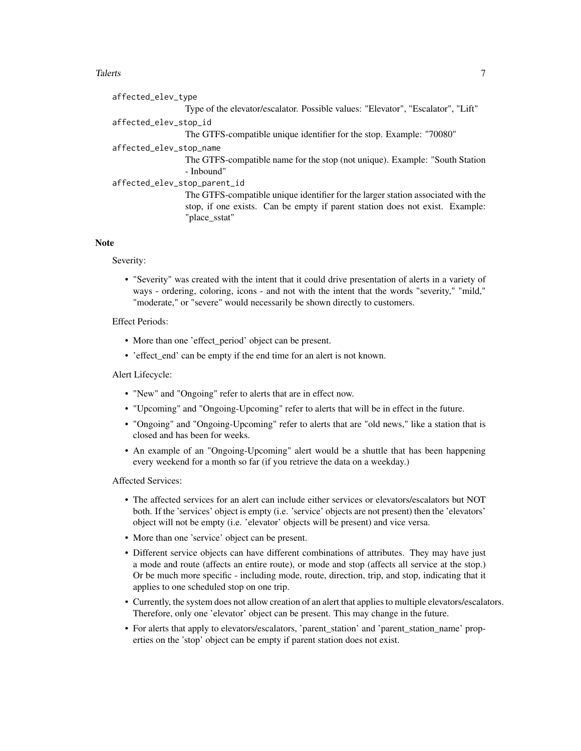affected_elev_type
: Type of the elevator/escalator. Possible values: "Elevator", "Escalator", "Lift"

affected_elev_stop_id
: The GTFS-compatible unique identifier for the stop. Example: "70080"

affected_elev_stop_name
: The GTFS-compatible name for the stop (not unique). Example: "South Station - Inbound"

affected_elev_stop_parent_id
: The GTFS-compatible unique identifier for the larger station associated with the stop, if one exists. Can be empty if parent station does not exist. Example: "place_sstat"

## Note

Severity:

- "Severity" was created with the intent that it could drive presentation of alerts in a variety of ways - ordering, coloring, icons - and not with the intent that the words "severity," "mild," "moderate," or "severe" would necessarily be shown directly to customers.

Effect Periods:

- More than one 'effect_period' object can be present.
- 'effect_end' can be empty if the end time for an alert is not known.

Alert Lifecycle:

- "New" and "Ongoing" refer to alerts that are in effect now.
- "Upcoming" and "Ongoing-Upcoming" refer to alerts that will be in effect in the future.
- "Ongoing" and "Ongoing-Upcoming" refer to alerts that are "old news," like a station that is closed and has been for weeks.
- An example of an "Ongoing-Upcoming" alert would be a shuttle that has been happening every weekend for a month so far (if you retrieve the data on a weekday.)

Affected Services:

- The affected services for an alert can include either services or elevators/escalators but NOT both. If the 'services' object is empty (i.e. 'service' objects are not present) then the 'elevators' object will not be empty (i.e. 'elevator' objects will be present) and vice versa.
- More than one 'service' object can be present.
- Different service objects can have different combinations of attributes. They may have just a mode and route (affects an entire route), or mode and stop (affects all service at the stop.) Or be much more specific - including mode, route, direction, trip, and stop, indicating that it applies to one scheduled stop on one trip.
- Currently, the system does not allow creation of an alert that applies to multiple elevators/escalators. Therefore, only one 'elevator' object can be present. This may change in the future.
- For alerts that apply to elevators/escalators, 'parent_station' and 'parent_station_name' properties on the 'stop' object can be empty if parent station does not exist.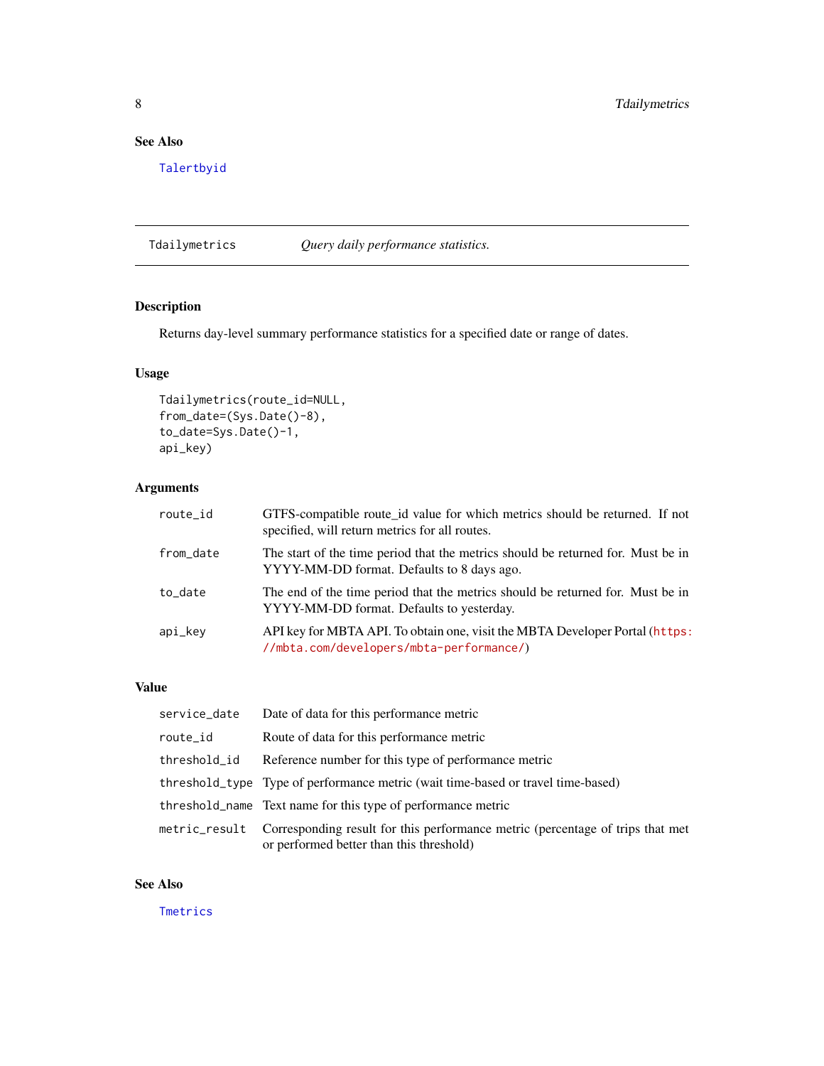### See Also

Talertbyid

---

## Tdailymetrics — *Query daily performance statistics.*

### Description

Returns day-level summary performance statistics for a specified date or range of dates.

### Usage

```
Tdailymetrics(route_id=NULL,
from_date=(Sys.Date()-8),
to_date=Sys.Date()-1,
api_key)
```

### Arguments

| | |
|---|---|
| route_id | GTFS-compatible route_id value for which metrics should be returned. If not specified, will return metrics for all routes. |
| from_date | The start of the time period that the metrics should be returned for. Must be in YYYY-MM-DD format. Defaults to 8 days ago. |
| to_date | The end of the time period that the metrics should be returned for. Must be in YYYY-MM-DD format. Defaults to yesterday. |
| api_key | API key for MBTA API. To obtain one, visit the MBTA Developer Portal (https://mbta.com/developers/mbta-performance/) |

### Value

| | |
|---|---|
| service_date | Date of data for this performance metric |
| route_id | Route of data for this performance metric |
| threshold_id | Reference number for this type of performance metric |
| threshold_type | Type of performance metric (wait time-based or travel time-based) |
| threshold_name | Text name for this type of performance metric |
| metric_result | Corresponding result for this performance metric (percentage of trips that met or performed better than this threshold) |

### See Also

Tmetrics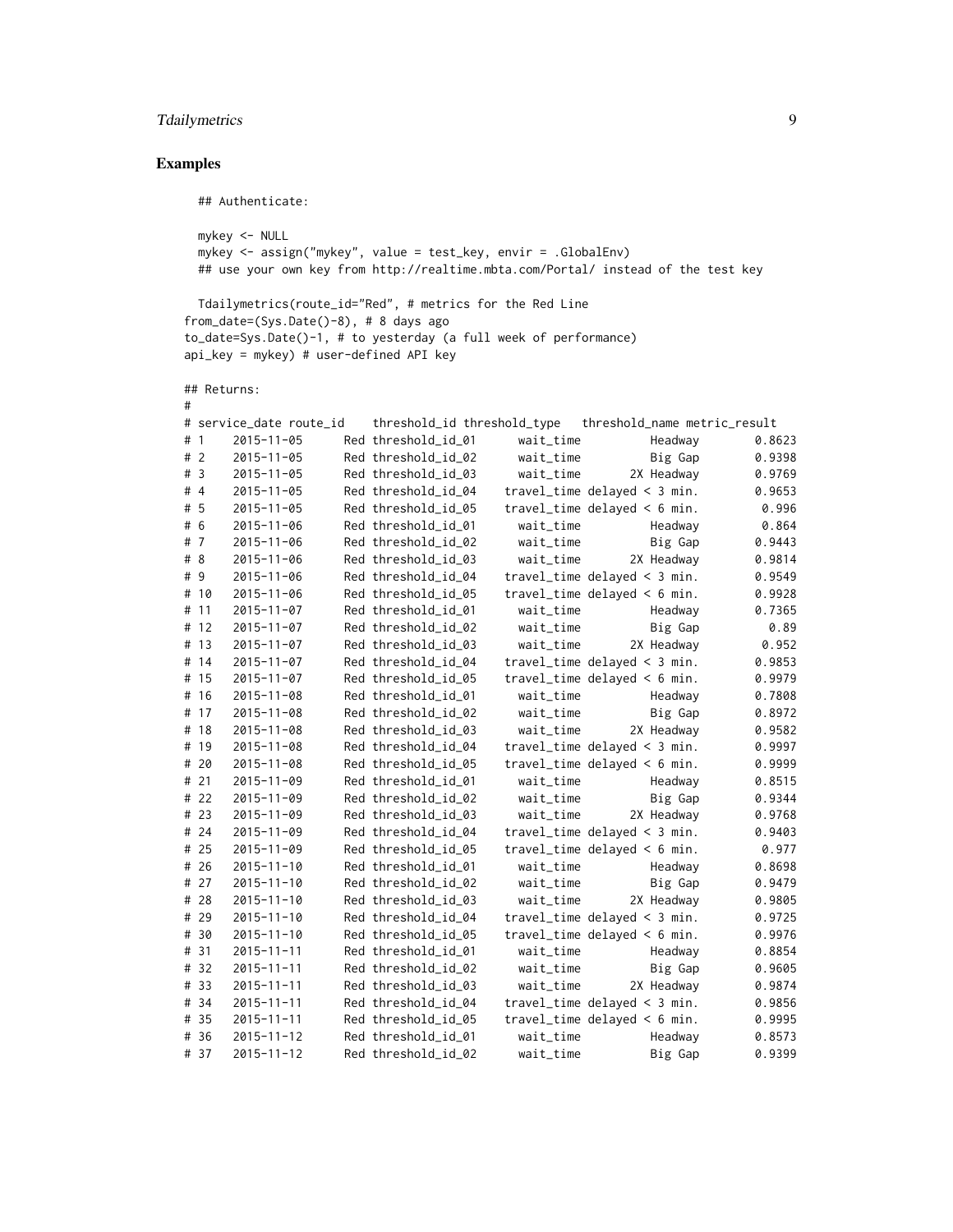## Examples

```
  ## Authenticate:

  mykey <- NULL
  mykey <- assign("mykey", value = test_key, envir = .GlobalEnv)
  ## use your own key from http://realtime.mbta.com/Portal/ instead of the test key

  Tdailymetrics(route_id="Red", # metrics for the Red Line
from_date=(Sys.Date()-8), # 8 days ago
to_date=Sys.Date()-1, # to yesterday (a full week of performance)
api_key = mykey) # user-defined API key

## Returns:
#
# service_date route_id    threshold_id threshold_type   threshold_name metric_result
# 1    2015-11-05      Red threshold_id_01      wait_time          Headway        0.8623
# 2    2015-11-05      Red threshold_id_02      wait_time          Big Gap        0.9398
# 3    2015-11-05      Red threshold_id_03      wait_time       2X Headway        0.9769
# 4    2015-11-05      Red threshold_id_04    travel_time delayed < 3 min.        0.9653
# 5    2015-11-05      Red threshold_id_05    travel_time delayed < 6 min.         0.996
# 6    2015-11-06      Red threshold_id_01      wait_time          Headway         0.864
# 7    2015-11-06      Red threshold_id_02      wait_time          Big Gap        0.9443
# 8    2015-11-06      Red threshold_id_03      wait_time       2X Headway        0.9814
# 9    2015-11-06      Red threshold_id_04    travel_time delayed < 3 min.        0.9549
# 10   2015-11-06      Red threshold_id_05    travel_time delayed < 6 min.        0.9928
# 11   2015-11-07      Red threshold_id_01      wait_time          Headway        0.7365
# 12   2015-11-07      Red threshold_id_02      wait_time          Big Gap          0.89
# 13   2015-11-07      Red threshold_id_03      wait_time       2X Headway         0.952
# 14   2015-11-07      Red threshold_id_04    travel_time delayed < 3 min.        0.9853
# 15   2015-11-07      Red threshold_id_05    travel_time delayed < 6 min.        0.9979
# 16   2015-11-08      Red threshold_id_01      wait_time          Headway        0.7808
# 17   2015-11-08      Red threshold_id_02      wait_time          Big Gap        0.8972
# 18   2015-11-08      Red threshold_id_03      wait_time       2X Headway        0.9582
# 19   2015-11-08      Red threshold_id_04    travel_time delayed < 3 min.        0.9997
# 20   2015-11-08      Red threshold_id_05    travel_time delayed < 6 min.        0.9999
# 21   2015-11-09      Red threshold_id_01      wait_time          Headway        0.8515
# 22   2015-11-09      Red threshold_id_02      wait_time          Big Gap        0.9344
# 23   2015-11-09      Red threshold_id_03      wait_time       2X Headway        0.9768
# 24   2015-11-09      Red threshold_id_04    travel_time delayed < 3 min.        0.9403
# 25   2015-11-09      Red threshold_id_05    travel_time delayed < 6 min.         0.977
# 26   2015-11-10      Red threshold_id_01      wait_time          Headway        0.8698
# 27   2015-11-10      Red threshold_id_02      wait_time          Big Gap        0.9479
# 28   2015-11-10      Red threshold_id_03      wait_time       2X Headway        0.9805
# 29   2015-11-10      Red threshold_id_04    travel_time delayed < 3 min.        0.9725
# 30   2015-11-10      Red threshold_id_05    travel_time delayed < 6 min.        0.9976
# 31   2015-11-11      Red threshold_id_01      wait_time          Headway        0.8854
# 32   2015-11-11      Red threshold_id_02      wait_time          Big Gap        0.9605
# 33   2015-11-11      Red threshold_id_03      wait_time       2X Headway        0.9874
# 34   2015-11-11      Red threshold_id_04    travel_time delayed < 3 min.        0.9856
# 35   2015-11-11      Red threshold_id_05    travel_time delayed < 6 min.        0.9995
# 36   2015-11-12      Red threshold_id_01      wait_time          Headway        0.8573
# 37   2015-11-12      Red threshold_id_02      wait_time          Big Gap        0.9399
```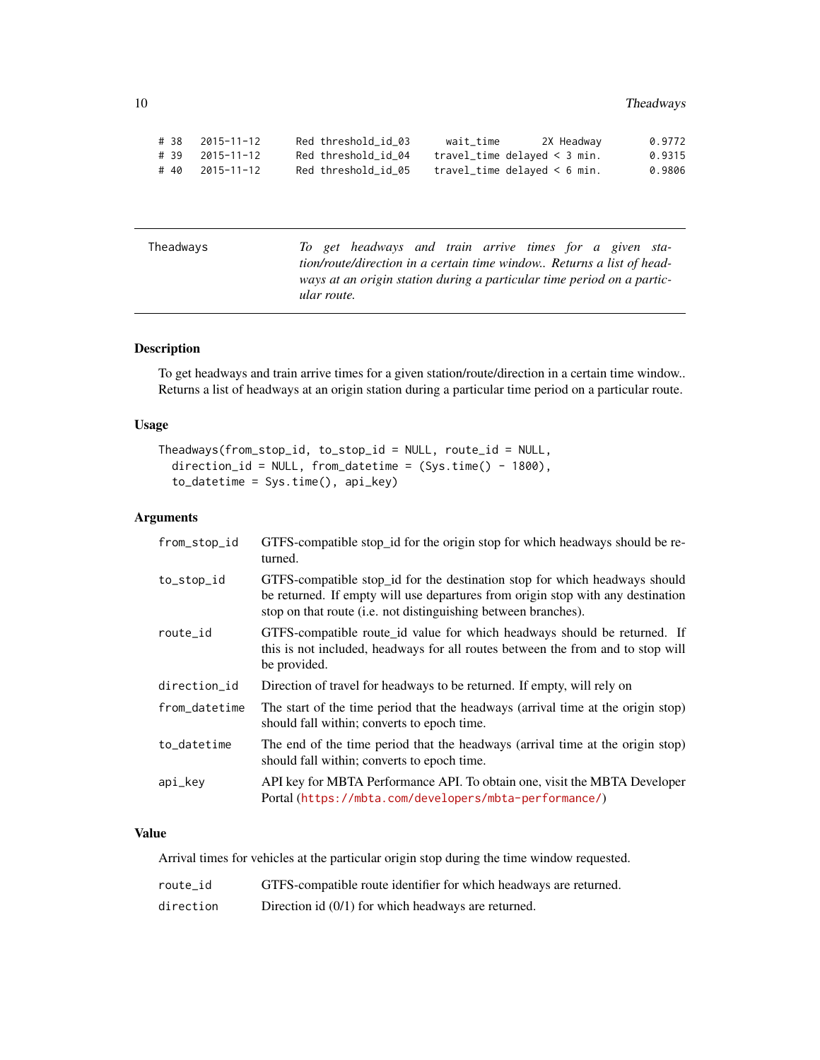```
# 38   2015-11-12      Red threshold_id_03     wait_time       2X Headway        0.9772
# 39   2015-11-12      Red threshold_id_04    travel_time delayed < 3 min.       0.9315
# 40   2015-11-12      Red threshold_id_05    travel_time delayed < 6 min.       0.9806
```

---

`Theadways` — *To get headways and train arrive times for a given station/route/direction in a certain time window.. Returns a list of headways at an origin station during a particular time period on a particular route.*

---

## Description

To get headways and train arrive times for a given station/route/direction in a certain time window.. Returns a list of headways at an origin station during a particular time period on a particular route.

## Usage

```
Theadways(from_stop_id, to_stop_id = NULL, route_id = NULL,
  direction_id = NULL, from_datetime = (Sys.time() - 1800),
  to_datetime = Sys.time(), api_key)
```

## Arguments

| | |
|---|---|
| `from_stop_id` | GTFS-compatible stop_id for the origin stop for which headways should be returned. |
| `to_stop_id` | GTFS-compatible stop_id for the destination stop for which headways should be returned. If empty will use departures from origin stop with any destination stop on that route (i.e. not distinguishing between branches). |
| `route_id` | GTFS-compatible route_id value for which headways should be returned. If this is not included, headways for all routes between the from and to stop will be provided. |
| `direction_id` | Direction of travel for headways to be returned. If empty, will rely on |
| `from_datetime` | The start of the time period that the headways (arrival time at the origin stop) should fall within; converts to epoch time. |
| `to_datetime` | The end of the time period that the headways (arrival time at the origin stop) should fall within; converts to epoch time. |
| `api_key` | API key for MBTA Performance API. To obtain one, visit the MBTA Developer Portal (https://mbta.com/developers/mbta-performance/) |

## Value

Arrival times for vehicles at the particular origin stop during the time window requested.

| | |
|---|---|
| `route_id` | GTFS-compatible route identifier for which headways are returned. |
| `direction` | Direction id (0/1) for which headways are returned. |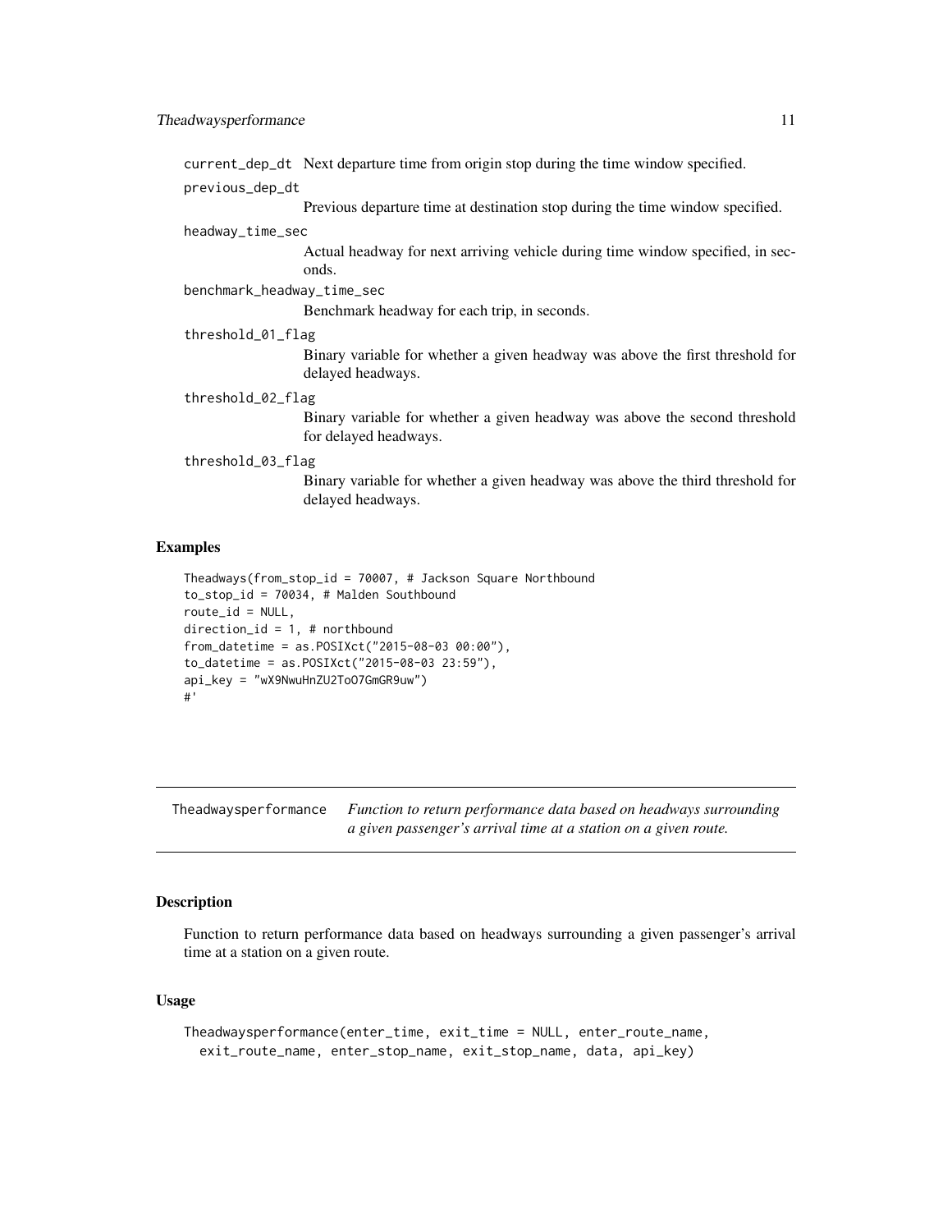current_dep_dt
: Next departure time from origin stop during the time window specified.

previous_dep_dt
: Previous departure time at destination stop during the time window specified.

headway_time_sec
: Actual headway for next arriving vehicle during time window specified, in seconds.

benchmark_headway_time_sec
: Benchmark headway for each trip, in seconds.

threshold_01_flag
: Binary variable for whether a given headway was above the first threshold for delayed headways.

threshold_02_flag
: Binary variable for whether a given headway was above the second threshold for delayed headways.

threshold_03_flag
: Binary variable for whether a given headway was above the third threshold for delayed headways.

### Examples

```
Theadways(from_stop_id = 70007, # Jackson Square Northbound
to_stop_id = 70034, # Malden Southbound
route_id = NULL,
direction_id = 1, # northbound
from_datetime = as.POSIXct("2015-08-03 00:00"),
to_datetime = as.POSIXct("2015-08-03 23:59"),
api_key = "wX9NwuHnZU2ToO7GmGR9uw")
#'
```

---

## Theadwaysperformance — *Function to return performance data based on headways surrounding a given passenger's arrival time at a station on a given route.*

### Description

Function to return performance data based on headways surrounding a given passenger's arrival time at a station on a given route.

### Usage

```
Theadwaysperformance(enter_time, exit_time = NULL, enter_route_name,
  exit_route_name, enter_stop_name, exit_stop_name, data, api_key)
```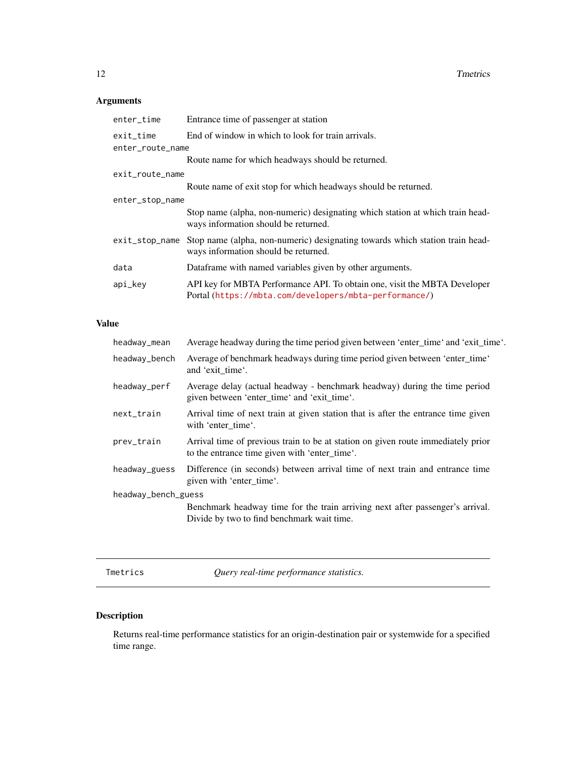### Arguments

| | |
|---|---|
| `enter_time` | Entrance time of passenger at station |
| `exit_time` | End of window in which to look for train arrivals. |
| `enter_route_name` | Route name for which headways should be returned. |
| `exit_route_name` | Route name of exit stop for which headways should be returned. |
| `enter_stop_name` | Stop name (alpha, non-numeric) designating which station at which train headways information should be returned. |
| `exit_stop_name` | Stop name (alpha, non-numeric) designating towards which station train headways information should be returned. |
| `data` | Dataframe with named variables given by other arguments. |
| `api_key` | API key for MBTA Performance API. To obtain one, visit the MBTA Developer Portal (https://mbta.com/developers/mbta-performance/) |

### Value

| | |
|---|---|
| `headway_mean` | Average headway during the time period given between 'enter_time' and 'exit_time'. |
| `headway_bench` | Average of benchmark headways during time period given between 'enter_time' and 'exit_time'. |
| `headway_perf` | Average delay (actual headway - benchmark headway) during the time period given between 'enter_time' and 'exit_time'. |
| `next_train` | Arrival time of next train at given station that is after the entrance time given with 'enter_time'. |
| `prev_train` | Arrival time of previous train to be at station on given route immediately prior to the entrance time given with 'enter_time'. |
| `headway_guess` | Difference (in seconds) between arrival time of next train and entrance time given with 'enter_time'. |
| `headway_bench_guess` | Benchmark headway time for the train arriving next after passenger's arrival. Divide by two to find benchmark wait time. |

---

`Tmetrics` *Query real-time performance statistics.*

---

### Description

Returns real-time performance statistics for an origin-destination pair or systemwide for a specified time range.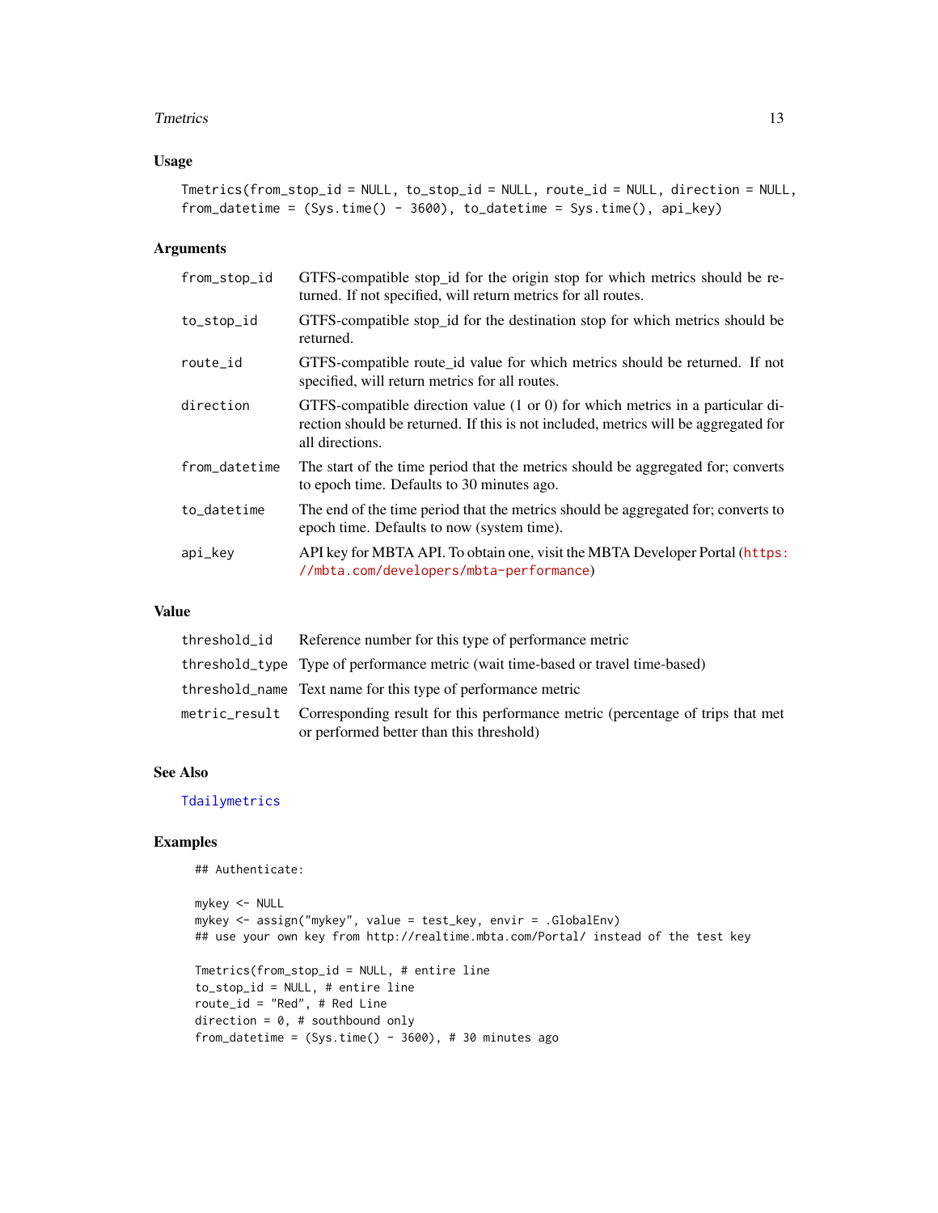## Usage

```
Tmetrics(from_stop_id = NULL, to_stop_id = NULL, route_id = NULL, direction = NULL,
from_datetime = (Sys.time() - 3600), to_datetime = Sys.time(), api_key)
```

## Arguments

| Argument | Description |
|---|---|
| `from_stop_id` | GTFS-compatible stop_id for the origin stop for which metrics should be returned. If not specified, will return metrics for all routes. |
| `to_stop_id` | GTFS-compatible stop_id for the destination stop for which metrics should be returned. |
| `route_id` | GTFS-compatible route_id value for which metrics should be returned. If not specified, will return metrics for all routes. |
| `direction` | GTFS-compatible direction value (1 or 0) for which metrics in a particular direction should be returned. If this is not included, metrics will be aggregated for all directions. |
| `from_datetime` | The start of the time period that the metrics should be aggregated for; converts to epoch time. Defaults to 30 minutes ago. |
| `to_datetime` | The end of the time period that the metrics should be aggregated for; converts to epoch time. Defaults to now (system time). |
| `api_key` | API key for MBTA API. To obtain one, visit the MBTA Developer Portal (https://mbta.com/developers/mbta-performance) |

## Value

| Field | Description |
|---|---|
| `threshold_id` | Reference number for this type of performance metric |
| `threshold_type` | Type of performance metric (wait time-based or travel time-based) |
| `threshold_name` | Text name for this type of performance metric |
| `metric_result` | Corresponding result for this performance metric (percentage of trips that met or performed better than this threshold) |

## See Also

`Tdailymetrics`

## Examples

```
## Authenticate:

mykey <- NULL
mykey <- assign("mykey", value = test_key, envir = .GlobalEnv)
## use your own key from http://realtime.mbta.com/Portal/ instead of the test key

Tmetrics(from_stop_id = NULL, # entire line
to_stop_id = NULL, # entire line
route_id = "Red", # Red Line
direction = 0, # southbound only
from_datetime = (Sys.time() - 3600), # 30 minutes ago
```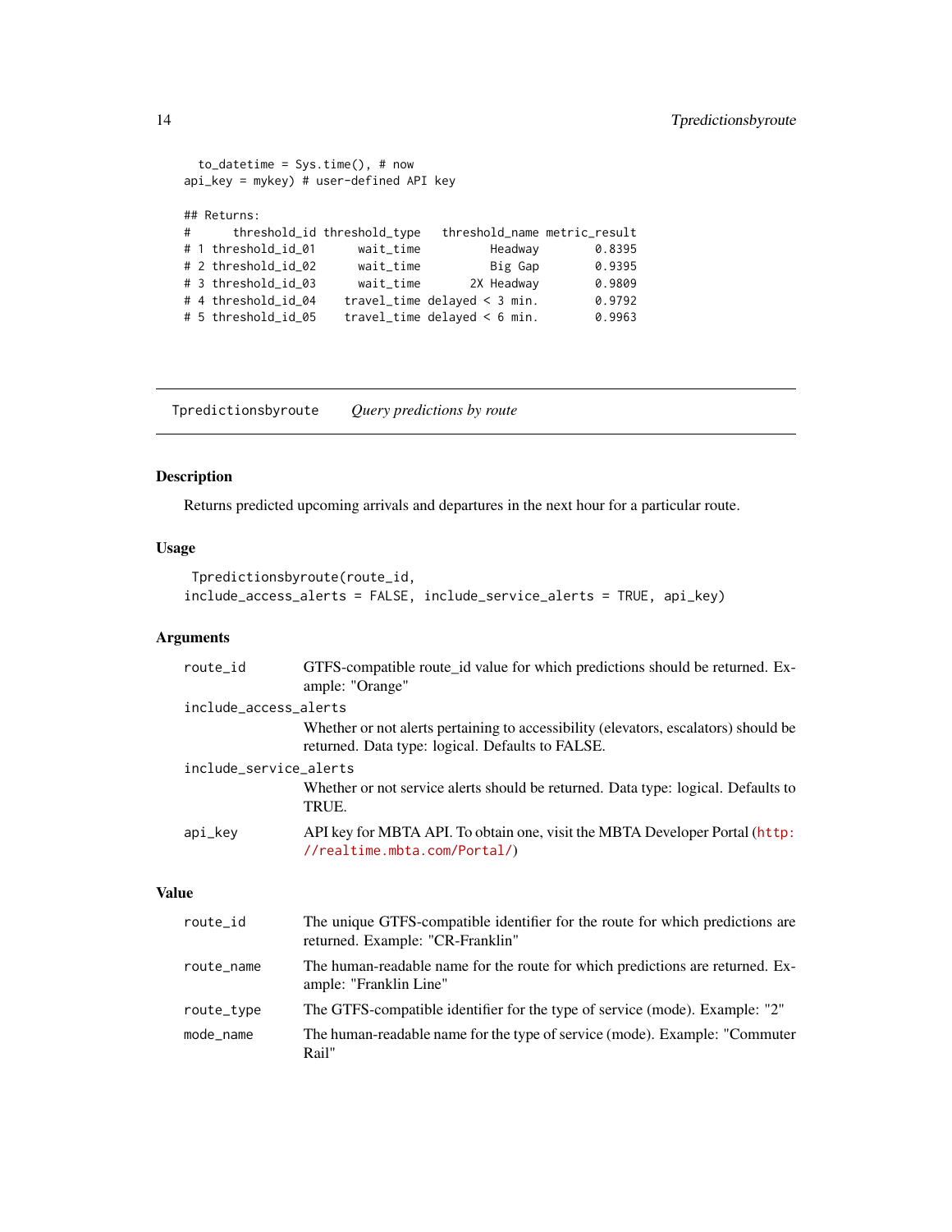```
  to_datetime = Sys.time(), # now
api_key = mykey) # user-defined API key

## Returns:
#      threshold_id threshold_type   threshold_name metric_result
# 1 threshold_id_01      wait_time          Headway        0.8395
# 2 threshold_id_02      wait_time          Big Gap        0.9395
# 3 threshold_id_03      wait_time       2X Headway        0.9809
# 4 threshold_id_04    travel_time delayed < 3 min.        0.9792
# 5 threshold_id_05    travel_time delayed < 6 min.        0.9963
```

---

## Tpredictionsbyroute — *Query predictions by route*

### Description

Returns predicted upcoming arrivals and departures in the next hour for a particular route.

### Usage

```
 Tpredictionsbyroute(route_id,
include_access_alerts = FALSE, include_service_alerts = TRUE, api_key)
```

### Arguments

`route_id`
: GTFS-compatible route_id value for which predictions should be returned. Example: "Orange"

`include_access_alerts`
: Whether or not alerts pertaining to accessibility (elevators, escalators) should be returned. Data type: logical. Defaults to FALSE.

`include_service_alerts`
: Whether or not service alerts should be returned. Data type: logical. Defaults to TRUE.

`api_key`
: API key for MBTA API. To obtain one, visit the MBTA Developer Portal (http://realtime.mbta.com/Portal/)

### Value

`route_id`
: The unique GTFS-compatible identifier for the route for which predictions are returned. Example: "CR-Franklin"

`route_name`
: The human-readable name for the route for which predictions are returned. Example: "Franklin Line"

`route_type`
: The GTFS-compatible identifier for the type of service (mode). Example: "2"

`mode_name`
: The human-readable name for the type of service (mode). Example: "Commuter Rail"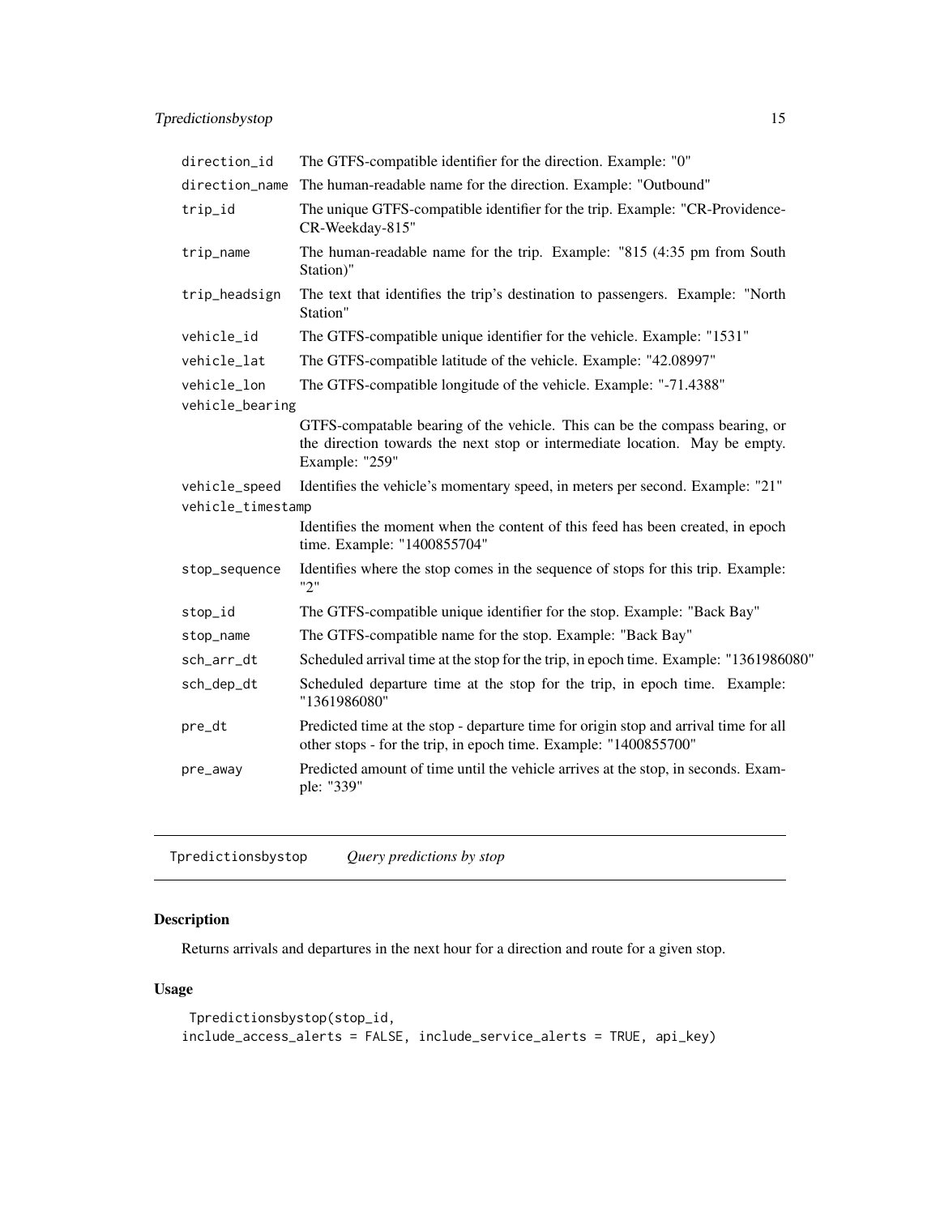| | |
|---|---|
| direction_id | The GTFS-compatible identifier for the direction. Example: "0" |
| direction_name | The human-readable name for the direction. Example: "Outbound" |
| trip_id | The unique GTFS-compatible identifier for the trip. Example: "CR-Providence-CR-Weekday-815" |
| trip_name | The human-readable name for the trip. Example: "815 (4:35 pm from South Station)" |
| trip_headsign | The text that identifies the trip's destination to passengers. Example: "North Station" |
| vehicle_id | The GTFS-compatible unique identifier for the vehicle. Example: "1531" |
| vehicle_lat | The GTFS-compatible latitude of the vehicle. Example: "42.08997" |
| vehicle_lon | The GTFS-compatible longitude of the vehicle. Example: "-71.4388" |
| vehicle_bearing | GTFS-compatable bearing of the vehicle. This can be the compass bearing, or the direction towards the next stop or intermediate location. May be empty. Example: "259" |
| vehicle_speed | Identifies the vehicle's momentary speed, in meters per second. Example: "21" |
| vehicle_timestamp | Identifies the moment when the content of this feed has been created, in epoch time. Example: "1400855704" |
| stop_sequence | Identifies where the stop comes in the sequence of stops for this trip. Example: "2" |
| stop_id | The GTFS-compatible unique identifier for the stop. Example: "Back Bay" |
| stop_name | The GTFS-compatible name for the stop. Example: "Back Bay" |
| sch_arr_dt | Scheduled arrival time at the stop for the trip, in epoch time. Example: "1361986080" |
| sch_dep_dt | Scheduled departure time at the stop for the trip, in epoch time. Example: "1361986080" |
| pre_dt | Predicted time at the stop - departure time for origin stop and arrival time for all other stops - for the trip, in epoch time. Example: "1400855700" |
| pre_away | Predicted amount of time until the vehicle arrives at the stop, in seconds. Example: "339" |

---

Tpredictionsbystop *Query predictions by stop*

---

## Description

Returns arrivals and departures in the next hour for a direction and route for a given stop.

## Usage

```
Tpredictionsbystop(stop_id,
include_access_alerts = FALSE, include_service_alerts = TRUE, api_key)
```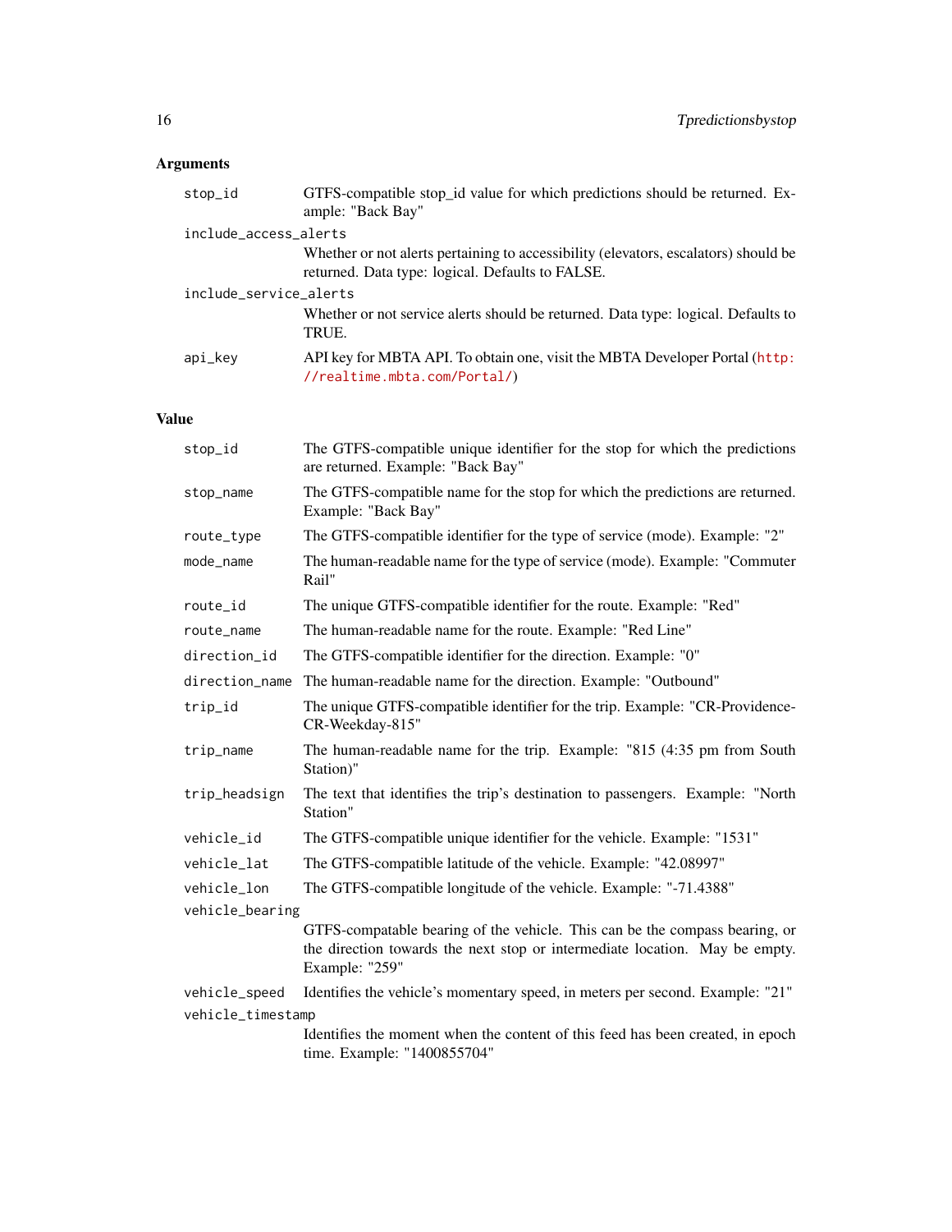## Arguments

| | |
|---|---|
| `stop_id` | GTFS-compatible stop_id value for which predictions should be returned. Example: "Back Bay" |
| `include_access_alerts` | Whether or not alerts pertaining to accessibility (elevators, escalators) should be returned. Data type: logical. Defaults to FALSE. |
| `include_service_alerts` | Whether or not service alerts should be returned. Data type: logical. Defaults to TRUE. |
| `api_key` | API key for MBTA API. To obtain one, visit the MBTA Developer Portal (http://realtime.mbta.com/Portal/) |

## Value

| | |
|---|---|
| `stop_id` | The GTFS-compatible unique identifier for the stop for which the predictions are returned. Example: "Back Bay" |
| `stop_name` | The GTFS-compatible name for the stop for which the predictions are returned. Example: "Back Bay" |
| `route_type` | The GTFS-compatible identifier for the type of service (mode). Example: "2" |
| `mode_name` | The human-readable name for the type of service (mode). Example: "Commuter Rail" |
| `route_id` | The unique GTFS-compatible identifier for the route. Example: "Red" |
| `route_name` | The human-readable name for the route. Example: "Red Line" |
| `direction_id` | The GTFS-compatible identifier for the direction. Example: "0" |
| `direction_name` | The human-readable name for the direction. Example: "Outbound" |
| `trip_id` | The unique GTFS-compatible identifier for the trip. Example: "CR-Providence-CR-Weekday-815" |
| `trip_name` | The human-readable name for the trip. Example: "815 (4:35 pm from South Station)" |
| `trip_headsign` | The text that identifies the trip's destination to passengers. Example: "North Station" |
| `vehicle_id` | The GTFS-compatible unique identifier for the vehicle. Example: "1531" |
| `vehicle_lat` | The GTFS-compatible latitude of the vehicle. Example: "42.08997" |
| `vehicle_lon` | The GTFS-compatible longitude of the vehicle. Example: "-71.4388" |
| `vehicle_bearing` | GTFS-compatable bearing of the vehicle. This can be the compass bearing, or the direction towards the next stop or intermediate location. May be empty. Example: "259" |
| `vehicle_speed` | Identifies the vehicle's momentary speed, in meters per second. Example: "21" |
| `vehicle_timestamp` | Identifies the moment when the content of this feed has been created, in epoch time. Example: "1400855704" |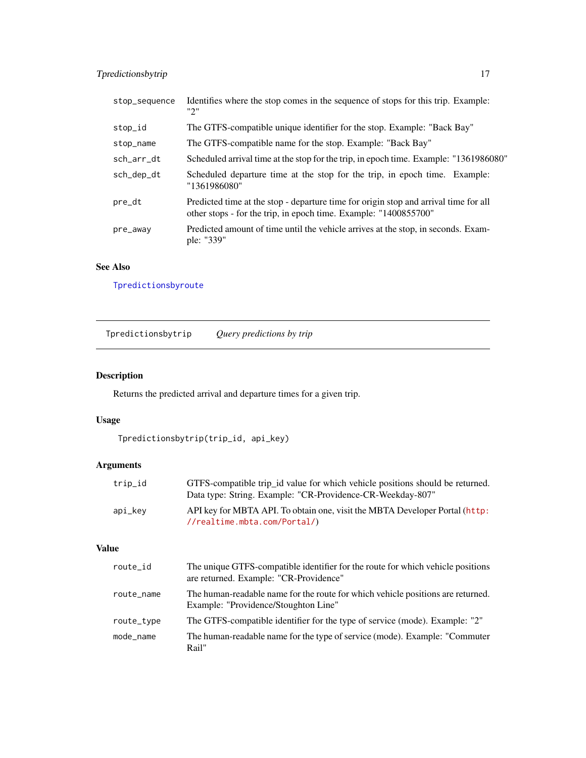| | |
|---|---|
| stop_sequence | Identifies where the stop comes in the sequence of stops for this trip. Example: "2" |
| stop_id | The GTFS-compatible unique identifier for the stop. Example: "Back Bay" |
| stop_name | The GTFS-compatible name for the stop. Example: "Back Bay" |
| sch_arr_dt | Scheduled arrival time at the stop for the trip, in epoch time. Example: "1361986080" |
| sch_dep_dt | Scheduled departure time at the stop for the trip, in epoch time. Example: "1361986080" |
| pre_dt | Predicted time at the stop - departure time for origin stop and arrival time for all other stops - for the trip, in epoch time. Example: "1400855700" |
| pre_away | Predicted amount of time until the vehicle arrives at the stop, in seconds. Example: "339" |

### See Also

Tpredictionsbyroute

---

## Tpredictionsbytrip &nbsp;&nbsp;&nbsp; *Query predictions by trip*

---

### Description

Returns the predicted arrival and departure times for a given trip.

### Usage

```
Tpredictionsbytrip(trip_id, api_key)
```

### Arguments

| | |
|---|---|
| trip_id | GTFS-compatible trip_id value for which vehicle positions should be returned. Data type: String. Example: "CR-Providence-CR-Weekday-807" |
| api_key | API key for MBTA API. To obtain one, visit the MBTA Developer Portal (http://realtime.mbta.com/Portal/) |

### Value

| | |
|---|---|
| route_id | The unique GTFS-compatible identifier for the route for which vehicle positions are returned. Example: "CR-Providence" |
| route_name | The human-readable name for the route for which vehicle positions are returned. Example: "Providence/Stoughton Line" |
| route_type | The GTFS-compatible identifier for the type of service (mode). Example: "2" |
| mode_name | The human-readable name for the type of service (mode). Example: "Commuter Rail" |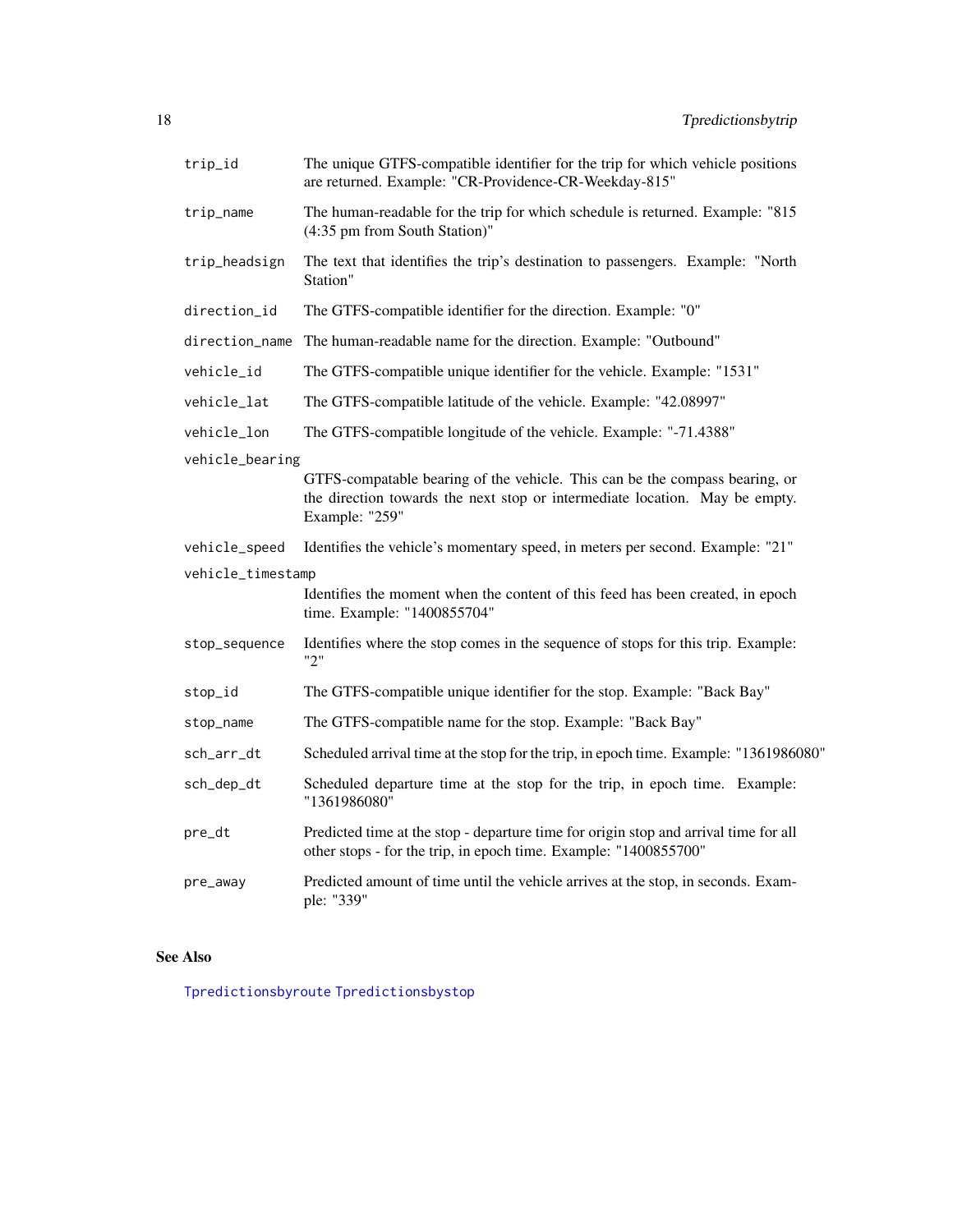| | |
|---|---|
| trip_id | The unique GTFS-compatible identifier for the trip for which vehicle positions are returned. Example: "CR-Providence-CR-Weekday-815" |
| trip_name | The human-readable for the trip for which schedule is returned. Example: "815 (4:35 pm from South Station)" |
| trip_headsign | The text that identifies the trip's destination to passengers. Example: "North Station" |
| direction_id | The GTFS-compatible identifier for the direction. Example: "0" |
| direction_name | The human-readable name for the direction. Example: "Outbound" |
| vehicle_id | The GTFS-compatible unique identifier for the vehicle. Example: "1531" |
| vehicle_lat | The GTFS-compatible latitude of the vehicle. Example: "42.08997" |
| vehicle_lon | The GTFS-compatible longitude of the vehicle. Example: "-71.4388" |
| vehicle_bearing | GTFS-compatable bearing of the vehicle. This can be the compass bearing, or the direction towards the next stop or intermediate location. May be empty. Example: "259" |
| vehicle_speed | Identifies the vehicle's momentary speed, in meters per second. Example: "21" |
| vehicle_timestamp | Identifies the moment when the content of this feed has been created, in epoch time. Example: "1400855704" |
| stop_sequence | Identifies where the stop comes in the sequence of stops for this trip. Example: "2" |
| stop_id | The GTFS-compatible unique identifier for the stop. Example: "Back Bay" |
| stop_name | The GTFS-compatible name for the stop. Example: "Back Bay" |
| sch_arr_dt | Scheduled arrival time at the stop for the trip, in epoch time. Example: "1361986080" |
| sch_dep_dt | Scheduled departure time at the stop for the trip, in epoch time. Example: "1361986080" |
| pre_dt | Predicted time at the stop - departure time for origin stop and arrival time for all other stops - for the trip, in epoch time. Example: "1400855700" |
| pre_away | Predicted amount of time until the vehicle arrives at the stop, in seconds. Example: "339" |

## See Also

Tpredictionsbyroute Tpredictionsbystop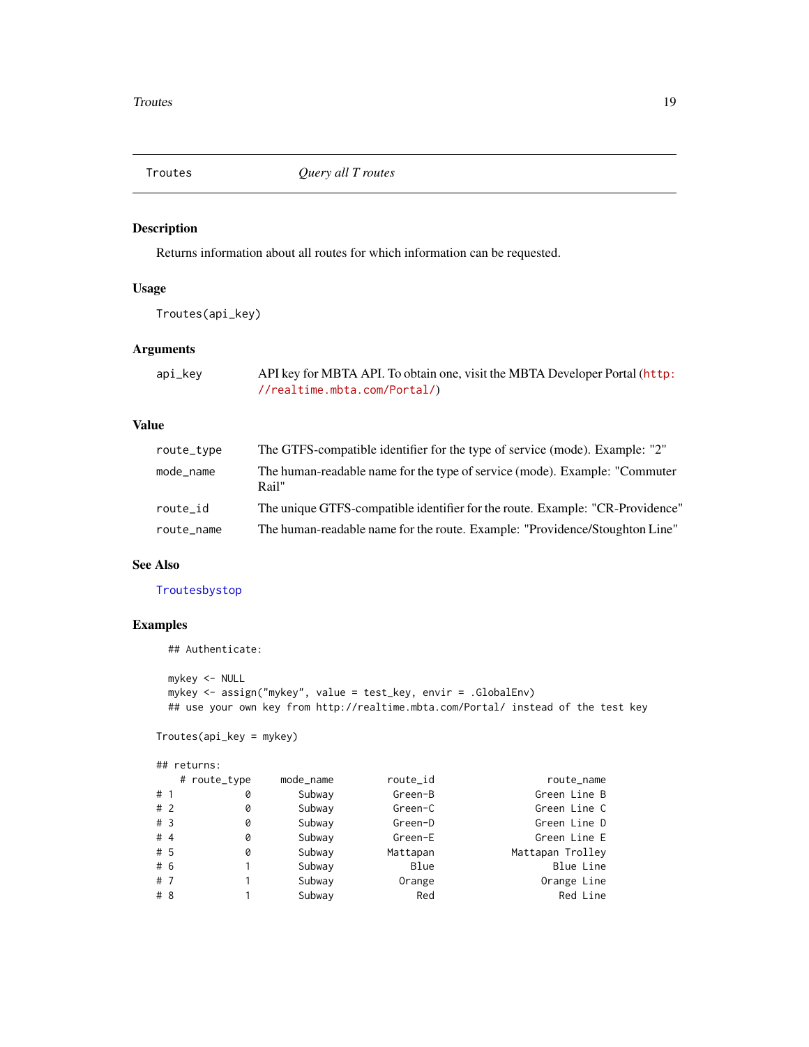## Troutes — *Query all T routes*

### Description

Returns information about all routes for which information can be requested.

### Usage

```
Troutes(api_key)
```

### Arguments

| | |
|---|---|
| api_key | API key for MBTA API. To obtain one, visit the MBTA Developer Portal (http://realtime.mbta.com/Portal/) |

### Value

| | |
|---|---|
| route_type | The GTFS-compatible identifier for the type of service (mode). Example: "2" |
| mode_name | The human-readable name for the type of service (mode). Example: "Commuter Rail" |
| route_id | The unique GTFS-compatible identifier for the route. Example: "CR-Providence" |
| route_name | The human-readable name for the route. Example: "Providence/Stoughton Line" |

### See Also

Troutesbystop

### Examples

```
  ## Authenticate:

  mykey <- NULL
  mykey <- assign("mykey", value = test_key, envir = .GlobalEnv)
  ## use your own key from http://realtime.mbta.com/Portal/ instead of the test key

Troutes(api_key = mykey)

## returns:
    # route_type     mode_name         route_id                  route_name
# 1          0         Subway          Green-B                Green Line B
# 2          0         Subway          Green-C                Green Line C
# 3          0         Subway          Green-D                Green Line D
# 4          0         Subway          Green-E                Green Line E
# 5          0         Subway         Mattapan            Mattapan Trolley
# 6          1         Subway             Blue                   Blue Line
# 7          1         Subway           Orange                 Orange Line
# 8          1         Subway              Red                    Red Line
```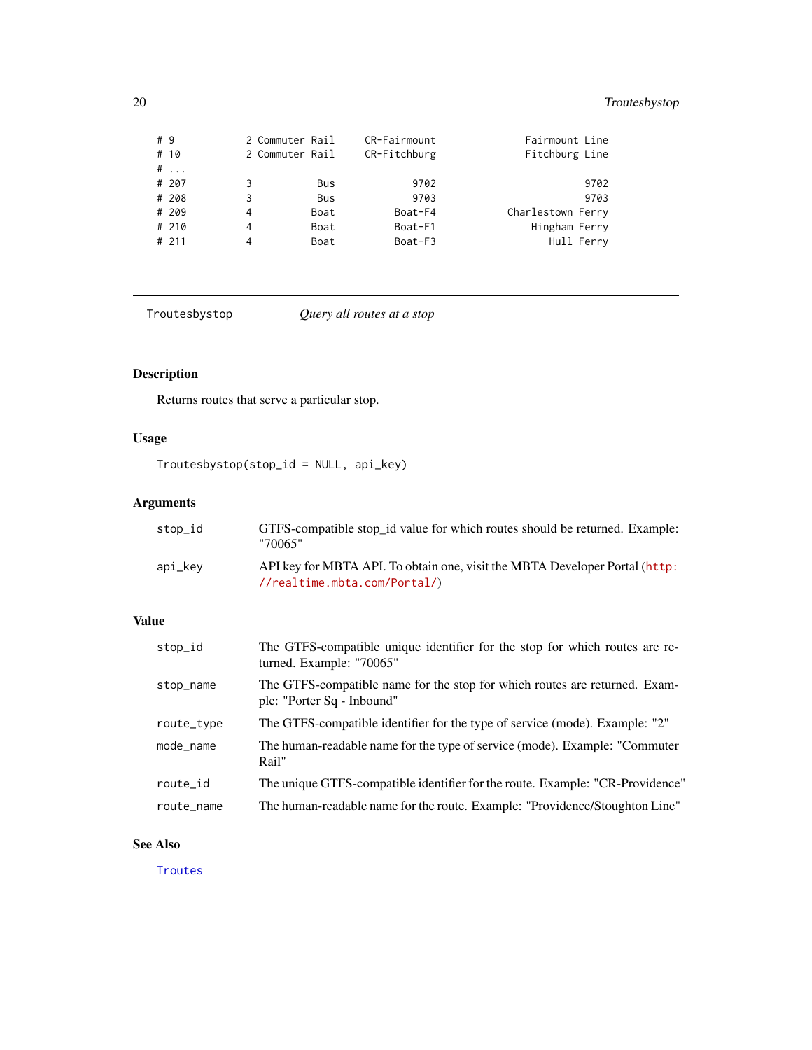```
# 9          2 Commuter Rail     CR-Fairmount          Fairmount Line
# 10         2 Commuter Rail     CR-Fitchburg          Fitchburg Line
# ...
# 207        3           Bus             9702                    9702
# 208        3           Bus             9703                    9703
# 209        4          Boat          Boat-F4       Charlestown Ferry
# 210        4          Boat          Boat-F1           Hingham Ferry
# 211        4          Boat          Boat-F3              Hull Ferry
```

---

Troutesbystop *Query all routes at a stop*

---

### Description

Returns routes that serve a particular stop.

### Usage

```
Troutesbystop(stop_id = NULL, api_key)
```

### Arguments

| | |
|---|---|
| stop_id | GTFS-compatible stop_id value for which routes should be returned. Example: "70065" |
| api_key | API key for MBTA API. To obtain one, visit the MBTA Developer Portal (http://realtime.mbta.com/Portal/) |

### Value

| | |
|---|---|
| stop_id | The GTFS-compatible unique identifier for the stop for which routes are returned. Example: "70065" |
| stop_name | The GTFS-compatible name for the stop for which routes are returned. Example: "Porter Sq - Inbound" |
| route_type | The GTFS-compatible identifier for the type of service (mode). Example: "2" |
| mode_name | The human-readable name for the type of service (mode). Example: "Commuter Rail" |
| route_id | The unique GTFS-compatible identifier for the route. Example: "CR-Providence" |
| route_name | The human-readable name for the route. Example: "Providence/Stoughton Line" |

### See Also

Troutes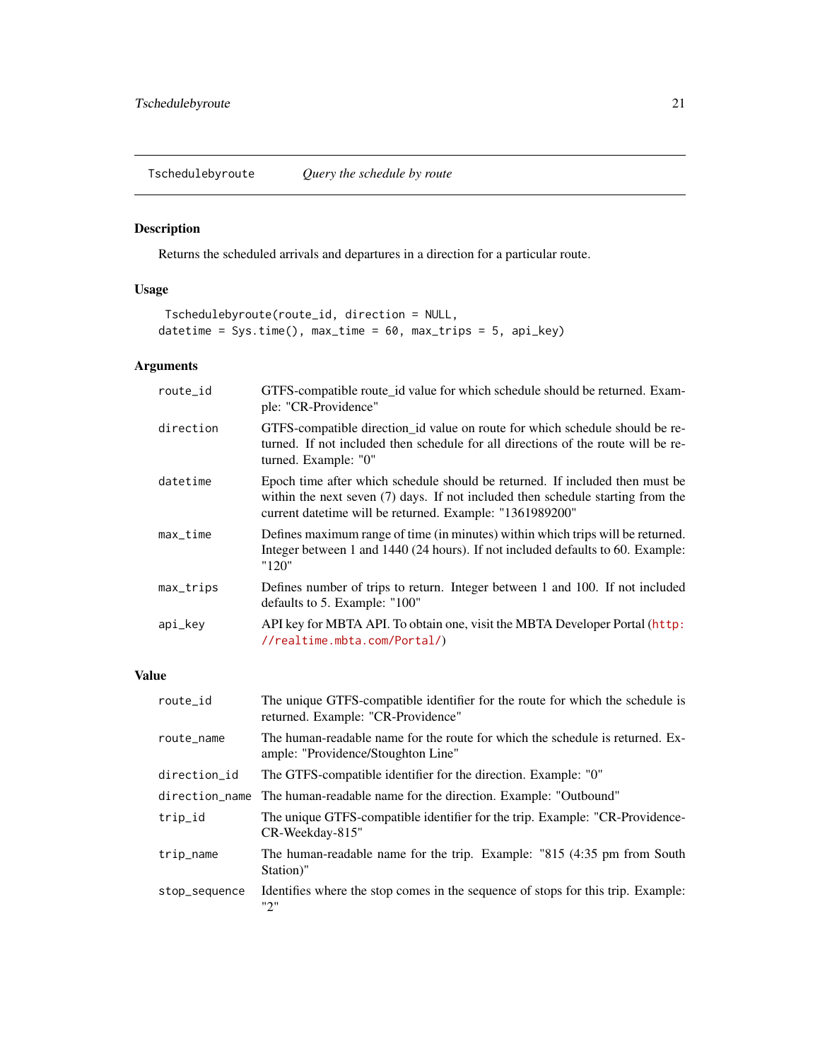Tschedulebyroute *Query the schedule by route*

## Description

Returns the scheduled arrivals and departures in a direction for a particular route.

## Usage

```
Tschedulebyroute(route_id, direction = NULL,
datetime = Sys.time(), max_time = 60, max_trips = 5, api_key)
```

## Arguments

| | |
|---|---|
| `route_id` | GTFS-compatible route_id value for which schedule should be returned. Example: "CR-Providence" |
| `direction` | GTFS-compatible direction_id value on route for which schedule should be returned. If not included then schedule for all directions of the route will be returned. Example: "0" |
| `datetime` | Epoch time after which schedule should be returned. If included then must be within the next seven (7) days. If not included then schedule starting from the current datetime will be returned. Example: "1361989200" |
| `max_time` | Defines maximum range of time (in minutes) within which trips will be returned. Integer between 1 and 1440 (24 hours). If not included defaults to 60. Example: "120" |
| `max_trips` | Defines number of trips to return. Integer between 1 and 100. If not included defaults to 5. Example: "100" |
| `api_key` | API key for MBTA API. To obtain one, visit the MBTA Developer Portal (http://realtime.mbta.com/Portal/) |

## Value

| | |
|---|---|
| `route_id` | The unique GTFS-compatible identifier for the route for which the schedule is returned. Example: "CR-Providence" |
| `route_name` | The human-readable name for the route for which the schedule is returned. Example: "Providence/Stoughton Line" |
| `direction_id` | The GTFS-compatible identifier for the direction. Example: "0" |
| `direction_name` | The human-readable name for the direction. Example: "Outbound" |
| `trip_id` | The unique GTFS-compatible identifier for the trip. Example: "CR-Providence-CR-Weekday-815" |
| `trip_name` | The human-readable name for the trip. Example: "815 (4:35 pm from South Station)" |
| `stop_sequence` | Identifies where the stop comes in the sequence of stops for this trip. Example: "2" |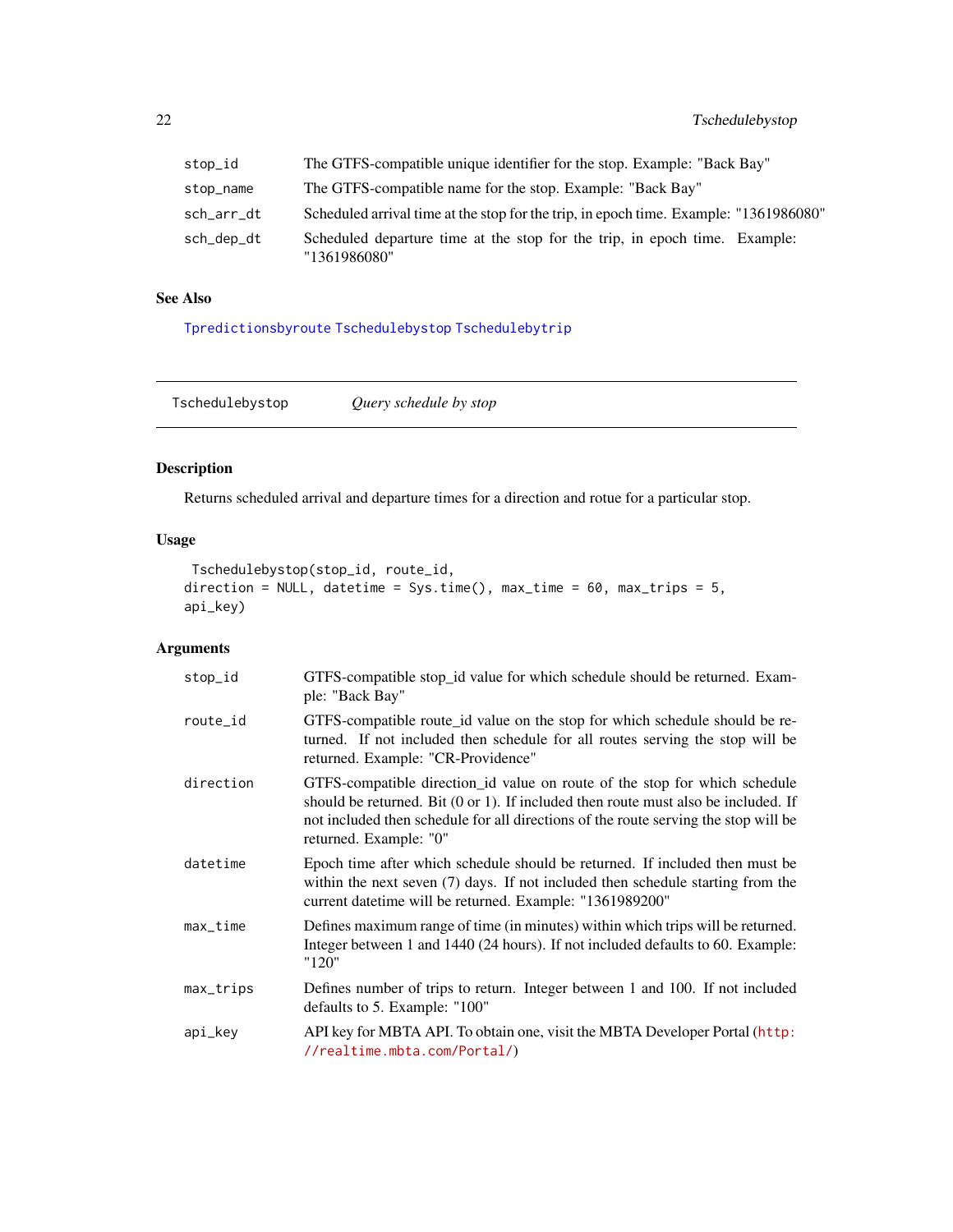| | |
|---|---|
| stop_id | The GTFS-compatible unique identifier for the stop. Example: "Back Bay" |
| stop_name | The GTFS-compatible name for the stop. Example: "Back Bay" |
| sch_arr_dt | Scheduled arrival time at the stop for the trip, in epoch time. Example: "1361986080" |
| sch_dep_dt | Scheduled departure time at the stop for the trip, in epoch time. Example: "1361986080" |

### See Also

Tpredictionsbyroute Tschedulebystop Tschedulebytrip

---

## Tschedulebystop — *Query schedule by stop*

### Description

Returns scheduled arrival and departure times for a direction and rotue for a particular stop.

### Usage

```
 Tschedulebystop(stop_id, route_id,
direction = NULL, datetime = Sys.time(), max_time = 60, max_trips = 5,
api_key)
```

### Arguments

| | |
|---|---|
| stop_id | GTFS-compatible stop_id value for which schedule should be returned. Example: "Back Bay" |
| route_id | GTFS-compatible route_id value on the stop for which schedule should be returned. If not included then schedule for all routes serving the stop will be returned. Example: "CR-Providence" |
| direction | GTFS-compatible direction_id value on route of the stop for which schedule should be returned. Bit (0 or 1). If included then route must also be included. If not included then schedule for all directions of the route serving the stop will be returned. Example: "0" |
| datetime | Epoch time after which schedule should be returned. If included then must be within the next seven (7) days. If not included then schedule starting from the current datetime will be returned. Example: "1361989200" |
| max_time | Defines maximum range of time (in minutes) within which trips will be returned. Integer between 1 and 1440 (24 hours). If not included defaults to 60. Example: "120" |
| max_trips | Defines number of trips to return. Integer between 1 and 100. If not included defaults to 5. Example: "100" |
| api_key | API key for MBTA API. To obtain one, visit the MBTA Developer Portal (http://realtime.mbta.com/Portal/) |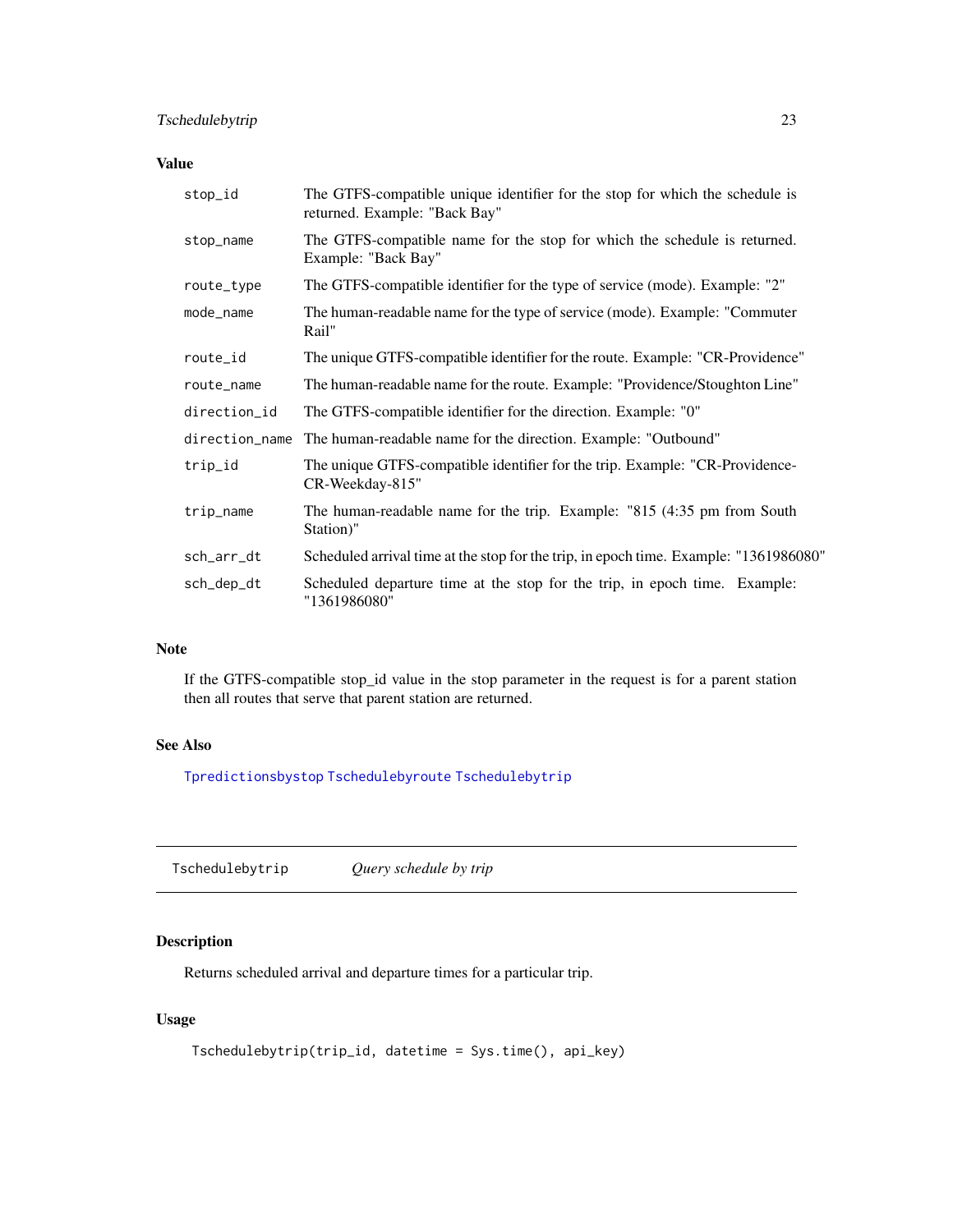### Value

| | |
|---|---|
| `stop_id` | The GTFS-compatible unique identifier for the stop for which the schedule is returned. Example: "Back Bay" |
| `stop_name` | The GTFS-compatible name for the stop for which the schedule is returned. Example: "Back Bay" |
| `route_type` | The GTFS-compatible identifier for the type of service (mode). Example: "2" |
| `mode_name` | The human-readable name for the type of service (mode). Example: "Commuter Rail" |
| `route_id` | The unique GTFS-compatible identifier for the route. Example: "CR-Providence" |
| `route_name` | The human-readable name for the route. Example: "Providence/Stoughton Line" |
| `direction_id` | The GTFS-compatible identifier for the direction. Example: "0" |
| `direction_name` | The human-readable name for the direction. Example: "Outbound" |
| `trip_id` | The unique GTFS-compatible identifier for the trip. Example: "CR-Providence-CR-Weekday-815" |
| `trip_name` | The human-readable name for the trip. Example: "815 (4:35 pm from South Station)" |
| `sch_arr_dt` | Scheduled arrival time at the stop for the trip, in epoch time. Example: "1361986080" |
| `sch_dep_dt` | Scheduled departure time at the stop for the trip, in epoch time. Example: "1361986080" |

### Note

If the GTFS-compatible stop_id value in the stop parameter in the request is for a parent station then all routes that serve that parent station are returned.

### See Also

`Tpredictionsbystop` `Tschedulebyroute` `Tschedulebytrip`

---

## `Tschedulebytrip` *Query schedule by trip*

### Description

Returns scheduled arrival and departure times for a particular trip.

### Usage

```
Tschedulebytrip(trip_id, datetime = Sys.time(), api_key)
```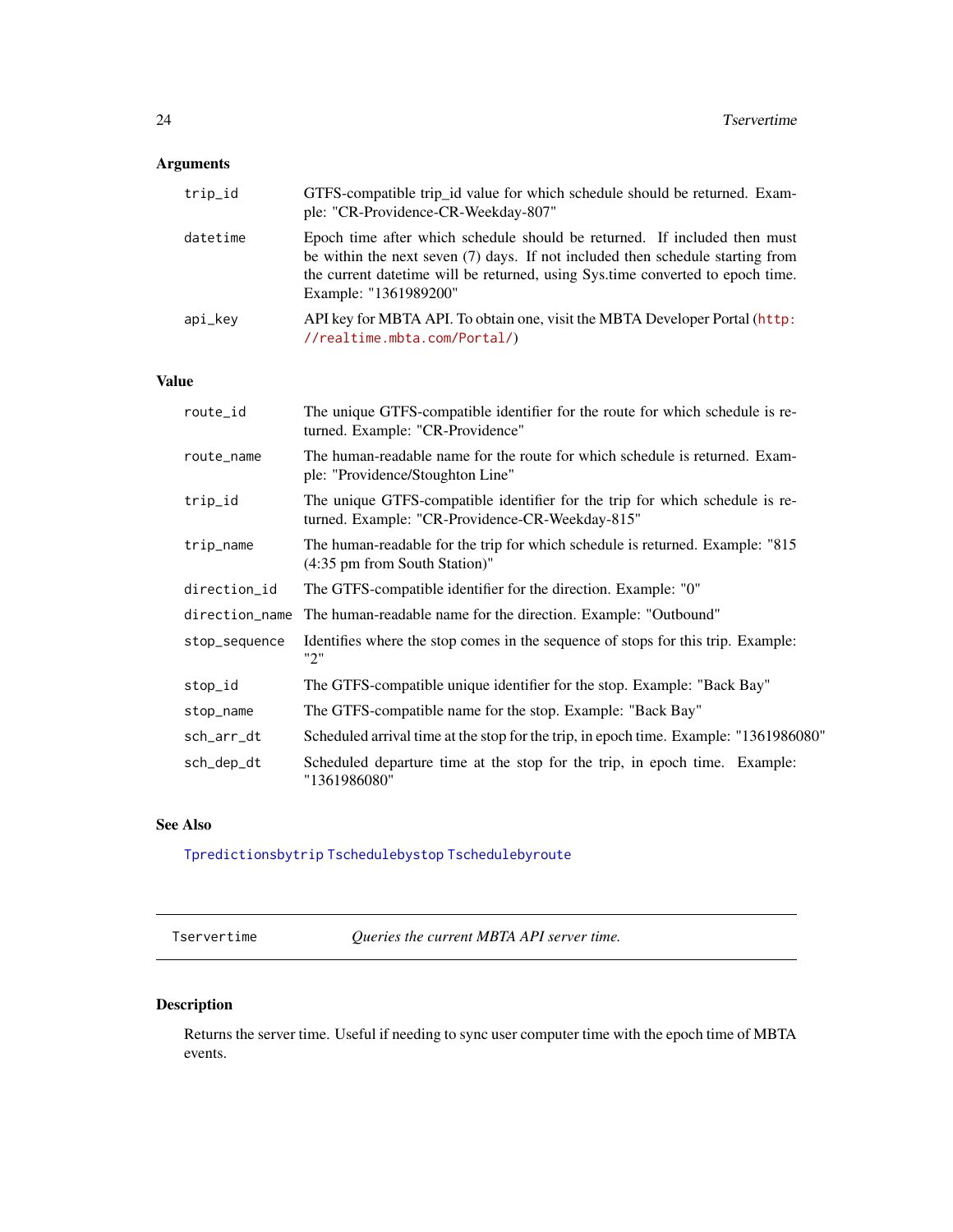### Arguments

| | |
|---|---|
| trip_id | GTFS-compatible trip_id value for which schedule should be returned. Example: "CR-Providence-CR-Weekday-807" |
| datetime | Epoch time after which schedule should be returned. If included then must be within the next seven (7) days. If not included then schedule starting from the current datetime will be returned, using Sys.time converted to epoch time. Example: "1361989200" |
| api_key | API key for MBTA API. To obtain one, visit the MBTA Developer Portal (http://realtime.mbta.com/Portal/) |

### Value

| | |
|---|---|
| route_id | The unique GTFS-compatible identifier for the route for which schedule is returned. Example: "CR-Providence" |
| route_name | The human-readable name for the route for which schedule is returned. Example: "Providence/Stoughton Line" |
| trip_id | The unique GTFS-compatible identifier for the trip for which schedule is returned. Example: "CR-Providence-CR-Weekday-815" |
| trip_name | The human-readable for the trip for which schedule is returned. Example: "815 (4:35 pm from South Station)" |
| direction_id | The GTFS-compatible identifier for the direction. Example: "0" |
| direction_name | The human-readable name for the direction. Example: "Outbound" |
| stop_sequence | Identifies where the stop comes in the sequence of stops for this trip. Example: "2" |
| stop_id | The GTFS-compatible unique identifier for the stop. Example: "Back Bay" |
| stop_name | The GTFS-compatible name for the stop. Example: "Back Bay" |
| sch_arr_dt | Scheduled arrival time at the stop for the trip, in epoch time. Example: "1361986080" |
| sch_dep_dt | Scheduled departure time at the stop for the trip, in epoch time. Example: "1361986080" |

### See Also

Tpredictionsbytrip Tschedulebystop Tschedulebyroute

---

## Tservertime — *Queries the current MBTA API server time.*

### Description

Returns the server time. Useful if needing to sync user computer time with the epoch time of MBTA events.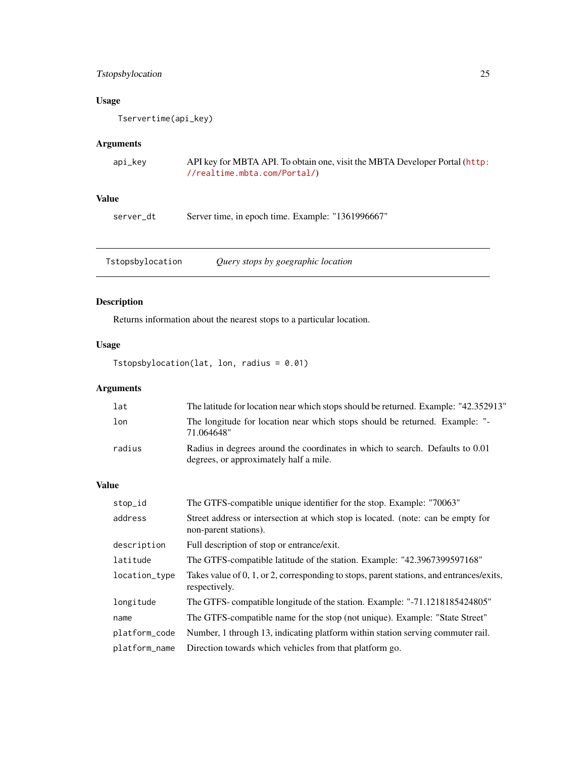## Usage

```
Tservertime(api_key)
```

## Arguments

| | |
|---|---|
| api_key | API key for MBTA API. To obtain one, visit the MBTA Developer Portal (http://realtime.mbta.com/Portal/) |

## Value

| | |
|---|---|
| server_dt | Server time, in epoch time. Example: "1361996667" |

---

# Tstopsbylocation *Query stops by goegraphic location*

## Description

Returns information about the nearest stops to a particular location.

## Usage

```
Tstopsbylocation(lat, lon, radius = 0.01)
```

## Arguments

| | |
|---|---|
| lat | The latitude for location near which stops should be returned. Example: "42.352913" |
| lon | The longitude for location near which stops should be returned. Example: "-71.064648" |
| radius | Radius in degrees around the coordinates in which to search. Defaults to 0.01 degrees, or approximately half a mile. |

## Value

| | |
|---|---|
| stop_id | The GTFS-compatible unique identifier for the stop. Example: "70063" |
| address | Street address or intersection at which stop is located. (note: can be empty for non-parent stations). |
| description | Full description of stop or entrance/exit. |
| latitude | The GTFS-compatible latitude of the station. Example: "42.3967399597168" |
| location_type | Takes value of 0, 1, or 2, corresponding to stops, parent stations, and entrances/exits, respectively. |
| longitude | The GTFS- compatible longitude of the station. Example: "-71.1218185424805" |
| name | The GTFS-compatible name for the stop (not unique). Example: "State Street" |
| platform_code | Number, 1 through 13, indicating platform within station serving commuter rail. |
| platform_name | Direction towards which vehicles from that platform go. |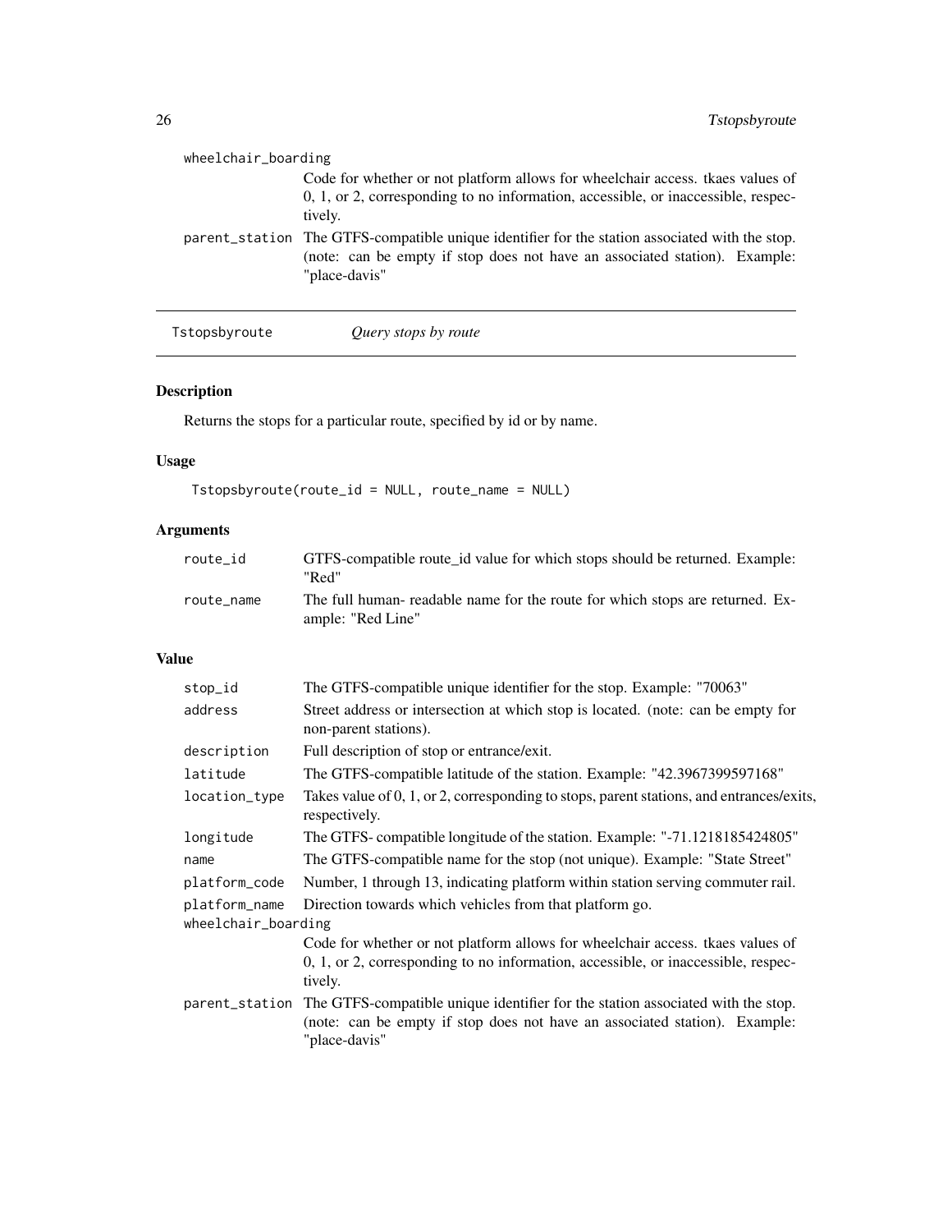wheelchair_boarding
: Code for whether or not platform allows for wheelchair access. tkaes values of 0, 1, or 2, corresponding to no information, accessible, or inaccessible, respectively.

parent_station
: The GTFS-compatible unique identifier for the station associated with the stop. (note: can be empty if stop does not have an associated station). Example: "place-davis"

---

## Tstopsbyroute — *Query stops by route*

### Description

Returns the stops for a particular route, specified by id or by name.

### Usage

```
Tstopsbyroute(route_id = NULL, route_name = NULL)
```

### Arguments

| | |
|---|---|
| route_id | GTFS-compatible route_id value for which stops should be returned. Example: "Red" |
| route_name | The full human- readable name for the route for which stops are returned. Example: "Red Line" |

### Value

| | |
|---|---|
| stop_id | The GTFS-compatible unique identifier for the stop. Example: "70063" |
| address | Street address or intersection at which stop is located. (note: can be empty for non-parent stations). |
| description | Full description of stop or entrance/exit. |
| latitude | The GTFS-compatible latitude of the station. Example: "42.3967399597168" |
| location_type | Takes value of 0, 1, or 2, corresponding to stops, parent stations, and entrances/exits, respectively. |
| longitude | The GTFS- compatible longitude of the station. Example: "-71.1218185424805" |
| name | The GTFS-compatible name for the stop (not unique). Example: "State Street" |
| platform_code | Number, 1 through 13, indicating platform within station serving commuter rail. |
| platform_name | Direction towards which vehicles from that platform go. |
| wheelchair_boarding | Code for whether or not platform allows for wheelchair access. tkaes values of 0, 1, or 2, corresponding to no information, accessible, or inaccessible, respectively. |
| parent_station | The GTFS-compatible unique identifier for the station associated with the stop. (note: can be empty if stop does not have an associated station). Example: "place-davis" |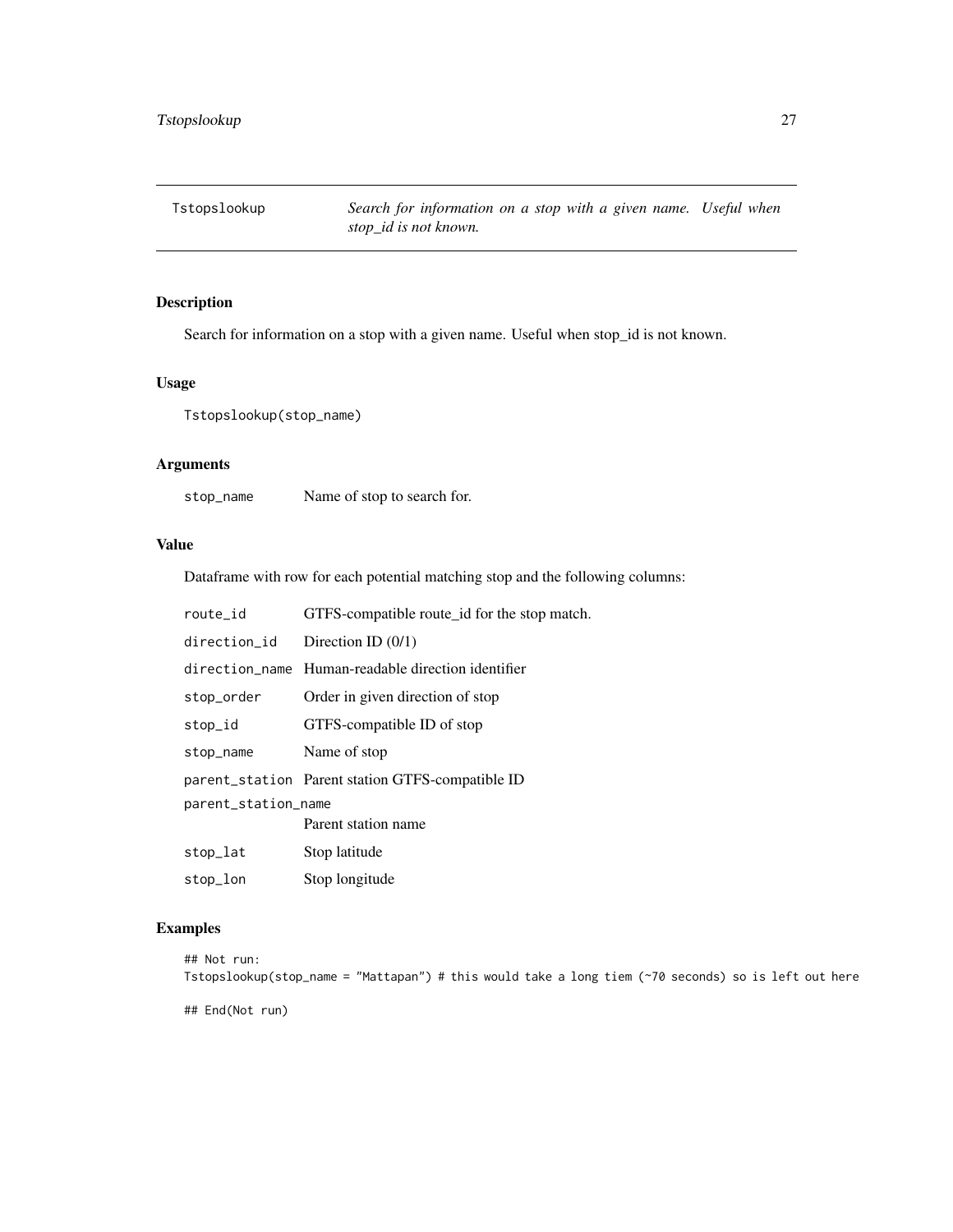Tstopslookup *Search for information on a stop with a given name. Useful when stop_id is not known.*

## Description

Search for information on a stop with a given name. Useful when stop_id is not known.

## Usage

```
Tstopslookup(stop_name)
```

## Arguments

| | |
|---|---|
| stop_name | Name of stop to search for. |

## Value

Dataframe with row for each potential matching stop and the following columns:

| | |
|---|---|
| route_id | GTFS-compatible route_id for the stop match. |
| direction_id | Direction ID (0/1) |
| direction_name | Human-readable direction identifier |
| stop_order | Order in given direction of stop |
| stop_id | GTFS-compatible ID of stop |
| stop_name | Name of stop |
| parent_station | Parent station GTFS-compatible ID |
| parent_station_name | Parent station name |
| stop_lat | Stop latitude |
| stop_lon | Stop longitude |

## Examples

```
## Not run:
Tstopslookup(stop_name = "Mattapan") # this would take a long tiem (~70 seconds) so is left out here

## End(Not run)
```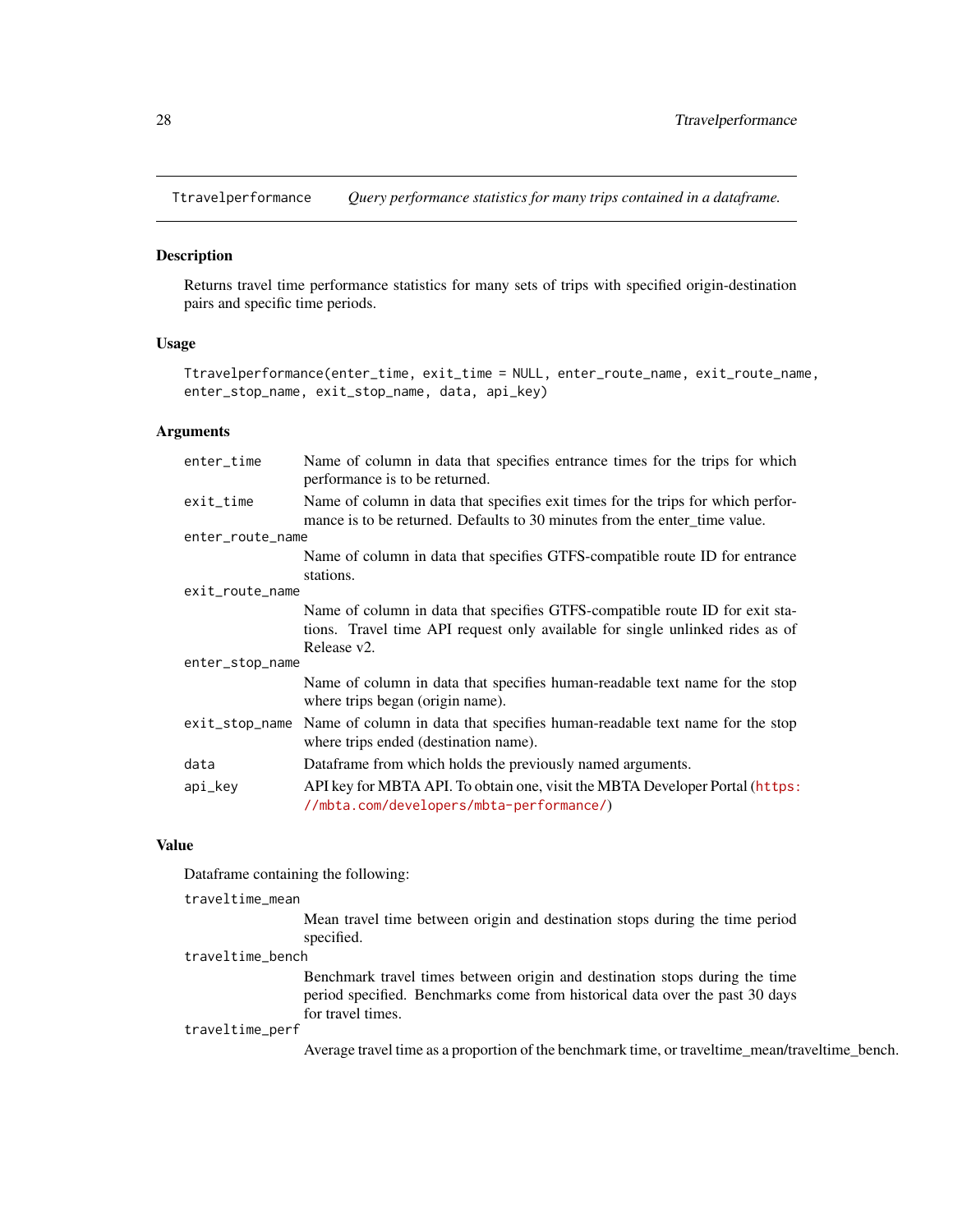## Ttravelperformance — *Query performance statistics for many trips contained in a dataframe.*

### Description

Returns travel time performance statistics for many sets of trips with specified origin-destination pairs and specific time periods.

### Usage

```
Ttravelperformance(enter_time, exit_time = NULL, enter_route_name, exit_route_name,
enter_stop_name, exit_stop_name, data, api_key)
```

### Arguments

- `enter_time` — Name of column in data that specifies entrance times for the trips for which performance is to be returned.
- `exit_time` — Name of column in data that specifies exit times for the trips for which performance is to be returned. Defaults to 30 minutes from the enter_time value.
- `enter_route_name` — Name of column in data that specifies GTFS-compatible route ID for entrance stations.
- `exit_route_name` — Name of column in data that specifies GTFS-compatible route ID for exit stations. Travel time API request only available for single unlinked rides as of Release v2.
- `enter_stop_name` — Name of column in data that specifies human-readable text name for the stop where trips began (origin name).
- `exit_stop_name` — Name of column in data that specifies human-readable text name for the stop where trips ended (destination name).
- `data` — Dataframe from which holds the previously named arguments.
- `api_key` — API key for MBTA API. To obtain one, visit the MBTA Developer Portal (https://mbta.com/developers/mbta-performance/)

### Value

Dataframe containing the following:

- `traveltime_mean` — Mean travel time between origin and destination stops during the time period specified.
- `traveltime_bench` — Benchmark travel times between origin and destination stops during the time period specified. Benchmarks come from historical data over the past 30 days for travel times.
- `traveltime_perf` — Average travel time as a proportion of the benchmark time, or traveltime_mean/traveltime_bench.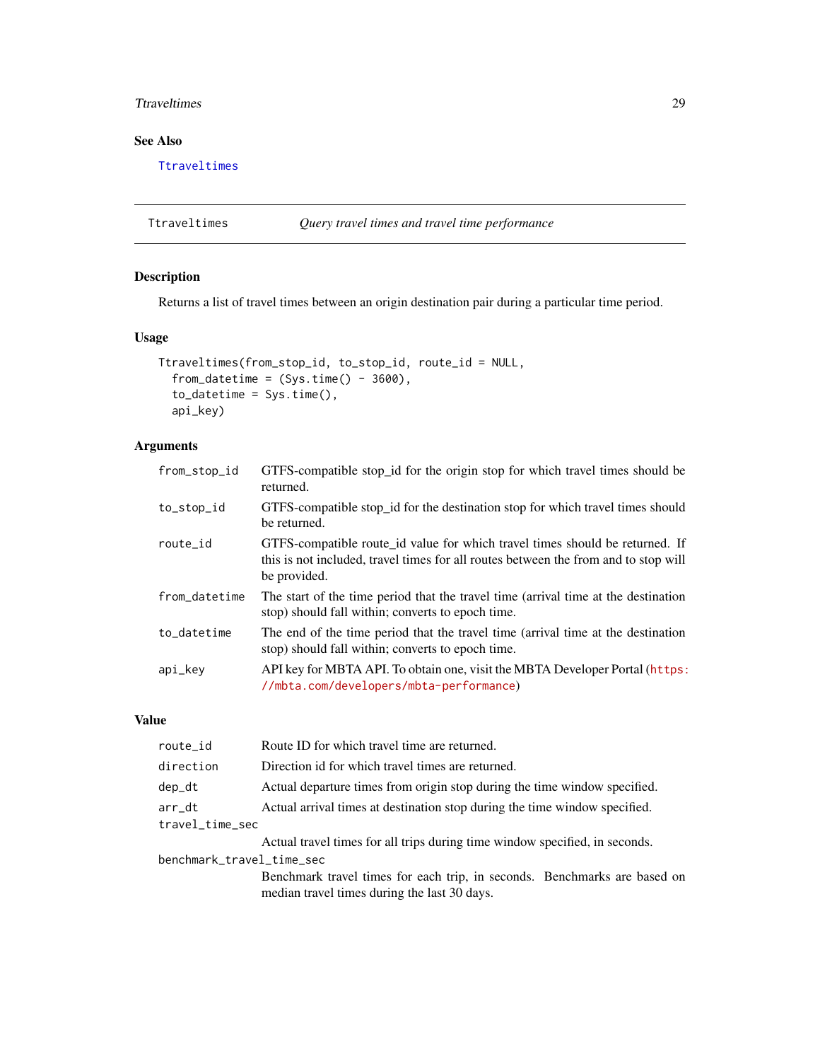## See Also

Ttraveltimes

---

## Ttraveltimes — *Query travel times and travel time performance*

### Description

Returns a list of travel times between an origin destination pair during a particular time period.

### Usage

```
Ttraveltimes(from_stop_id, to_stop_id, route_id = NULL,
  from_datetime = (Sys.time() - 3600),
  to_datetime = Sys.time(),
  api_key)
```

### Arguments

| | |
|---|---|
| `from_stop_id` | GTFS-compatible stop_id for the origin stop for which travel times should be returned. |
| `to_stop_id` | GTFS-compatible stop_id for the destination stop for which travel times should be returned. |
| `route_id` | GTFS-compatible route_id value for which travel times should be returned. If this is not included, travel times for all routes between the from and to stop will be provided. |
| `from_datetime` | The start of the time period that the travel time (arrival time at the destination stop) should fall within; converts to epoch time. |
| `to_datetime` | The end of the time period that the travel time (arrival time at the destination stop) should fall within; converts to epoch time. |
| `api_key` | API key for MBTA API. To obtain one, visit the MBTA Developer Portal (https://mbta.com/developers/mbta-performance) |

### Value

| | |
|---|---|
| `route_id` | Route ID for which travel time are returned. |
| `direction` | Direction id for which travel times are returned. |
| `dep_dt` | Actual departure times from origin stop during the time window specified. |
| `arr_dt` | Actual arrival times at destination stop during the time window specified. |
| `travel_time_sec` | Actual travel times for all trips during time window specified, in seconds. |
| `benchmark_travel_time_sec` | Benchmark travel times for each trip, in seconds. Benchmarks are based on median travel times during the last 30 days. |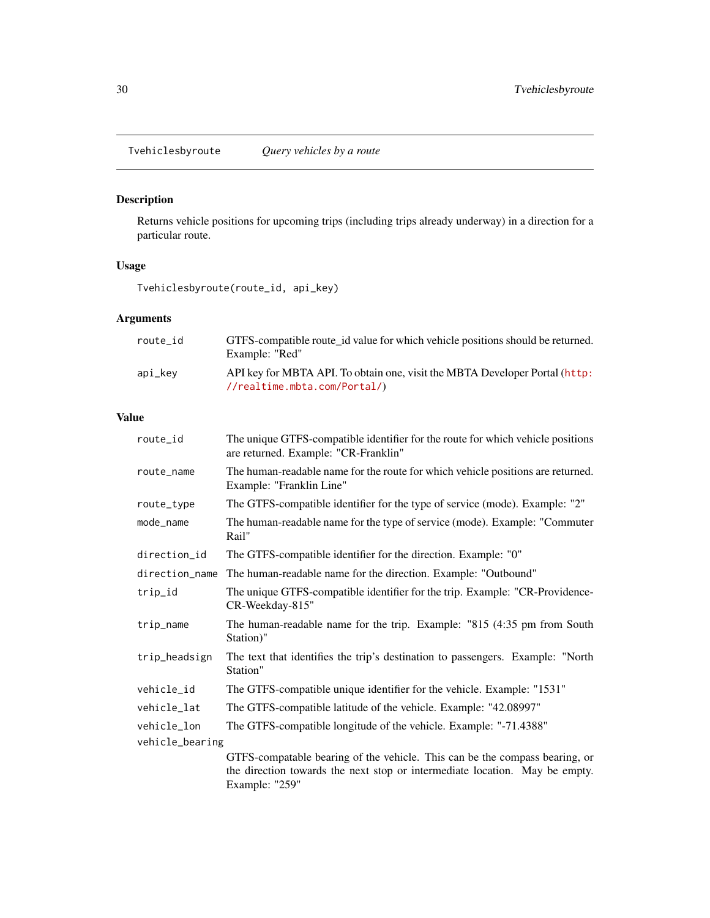## Tvehiclesbyroute — *Query vehicles by a route*

### Description

Returns vehicle positions for upcoming trips (including trips already underway) in a direction for a particular route.

### Usage

```
Tvehiclesbyroute(route_id, api_key)
```

### Arguments

| Argument | Description |
| --- | --- |
| `route_id` | GTFS-compatible route_id value for which vehicle positions should be returned. Example: "Red" |
| `api_key` | API key for MBTA API. To obtain one, visit the MBTA Developer Portal (http://realtime.mbta.com/Portal/) |

### Value

| Field | Description |
| --- | --- |
| `route_id` | The unique GTFS-compatible identifier for the route for which vehicle positions are returned. Example: "CR-Franklin" |
| `route_name` | The human-readable name for the route for which vehicle positions are returned. Example: "Franklin Line" |
| `route_type` | The GTFS-compatible identifier for the type of service (mode). Example: "2" |
| `mode_name` | The human-readable name for the type of service (mode). Example: "Commuter Rail" |
| `direction_id` | The GTFS-compatible identifier for the direction. Example: "0" |
| `direction_name` | The human-readable name for the direction. Example: "Outbound" |
| `trip_id` | The unique GTFS-compatible identifier for the trip. Example: "CR-Providence-CR-Weekday-815" |
| `trip_name` | The human-readable name for the trip. Example: "815 (4:35 pm from South Station)" |
| `trip_headsign` | The text that identifies the trip's destination to passengers. Example: "North Station" |
| `vehicle_id` | The GTFS-compatible unique identifier for the vehicle. Example: "1531" |
| `vehicle_lat` | The GTFS-compatible latitude of the vehicle. Example: "42.08997" |
| `vehicle_lon` | The GTFS-compatible longitude of the vehicle. Example: "-71.4388" |
| `vehicle_bearing` | GTFS-compatable bearing of the vehicle. This can be the compass bearing, or the direction towards the next stop or intermediate location. May be empty. Example: "259" |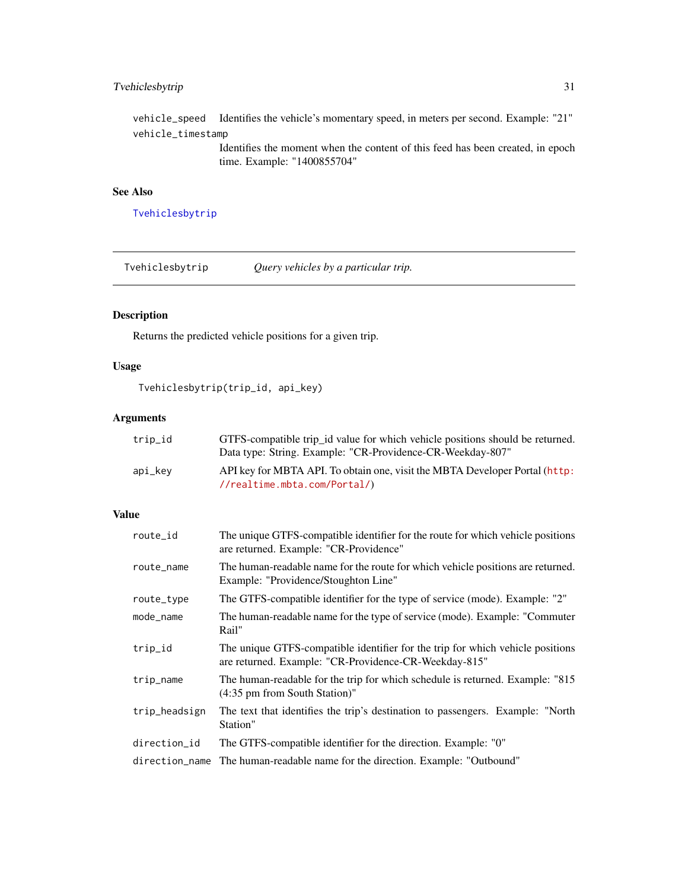| | |
|---|---|
| vehicle_speed | Identifies the vehicle's momentary speed, in meters per second. Example: "21" |
| vehicle_timestamp | Identifies the moment when the content of this feed has been created, in epoch time. Example: "1400855704" |

## See Also

Tvehiclesbytrip

---

Tvehiclesbytrip — *Query vehicles by a particular trip.*

---

## Description

Returns the predicted vehicle positions for a given trip.

## Usage

```
Tvehiclesbytrip(trip_id, api_key)
```

## Arguments

| | |
|---|---|
| trip_id | GTFS-compatible trip_id value for which vehicle positions should be returned. Data type: String. Example: "CR-Providence-CR-Weekday-807" |
| api_key | API key for MBTA API. To obtain one, visit the MBTA Developer Portal (http://realtime.mbta.com/Portal/) |

## Value

| | |
|---|---|
| route_id | The unique GTFS-compatible identifier for the route for which vehicle positions are returned. Example: "CR-Providence" |
| route_name | The human-readable name for the route for which vehicle positions are returned. Example: "Providence/Stoughton Line" |
| route_type | The GTFS-compatible identifier for the type of service (mode). Example: "2" |
| mode_name | The human-readable name for the type of service (mode). Example: "Commuter Rail" |
| trip_id | The unique GTFS-compatible identifier for the trip for which vehicle positions are returned. Example: "CR-Providence-CR-Weekday-815" |
| trip_name | The human-readable for the trip for which schedule is returned. Example: "815 (4:35 pm from South Station)" |
| trip_headsign | The text that identifies the trip's destination to passengers. Example: "North Station" |
| direction_id | The GTFS-compatible identifier for the direction. Example: "0" |
| direction_name | The human-readable name for the direction. Example: "Outbound" |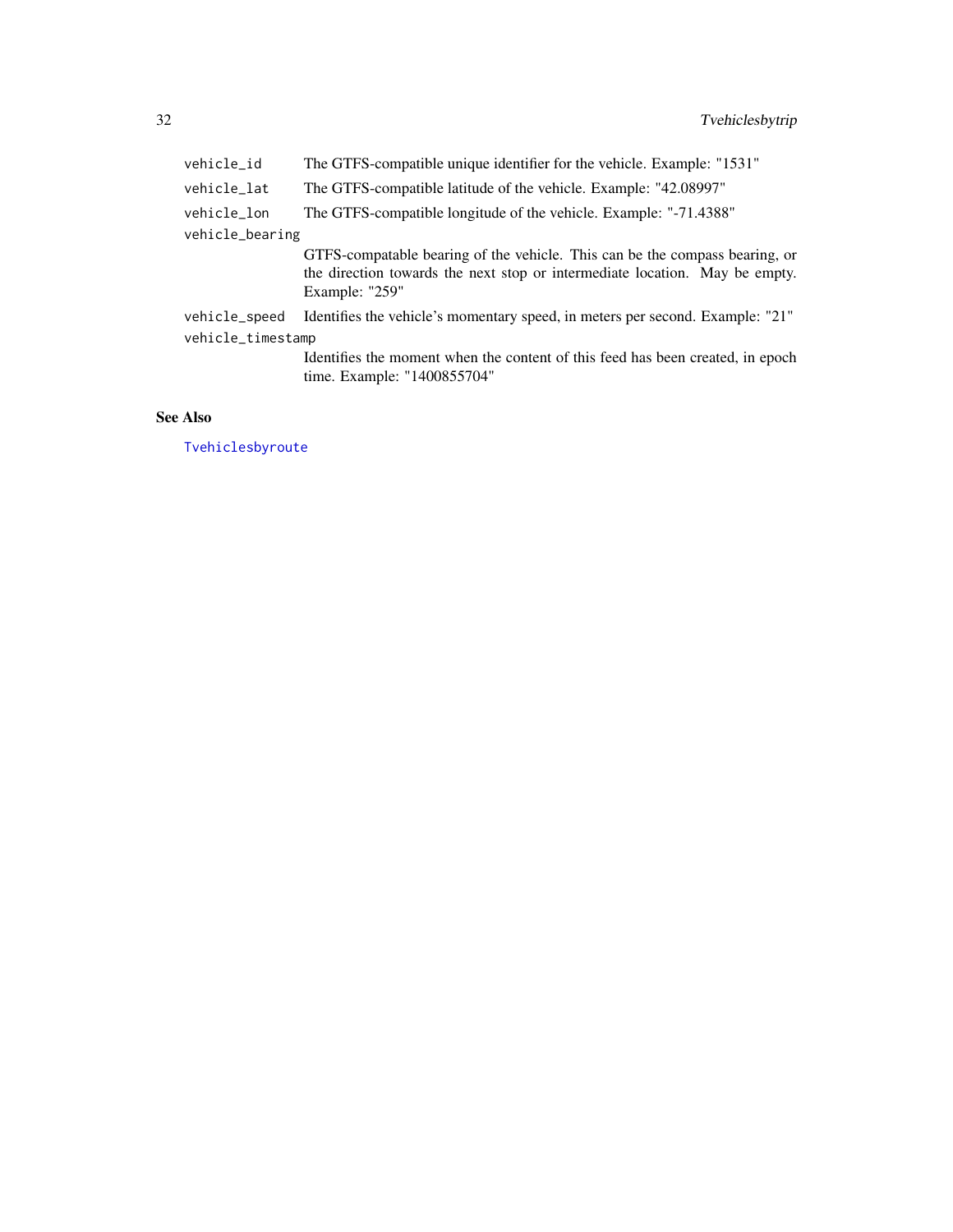| | |
|---|---|
| `vehicle_id` | The GTFS-compatible unique identifier for the vehicle. Example: "1531" |
| `vehicle_lat` | The GTFS-compatible latitude of the vehicle. Example: "42.08997" |
| `vehicle_lon` | The GTFS-compatible longitude of the vehicle. Example: "-71.4388" |
| `vehicle_bearing` | GTFS-compatable bearing of the vehicle. This can be the compass bearing, or the direction towards the next stop or intermediate location. May be empty. Example: "259" |
| `vehicle_speed` | Identifies the vehicle's momentary speed, in meters per second. Example: "21" |
| `vehicle_timestamp` | Identifies the moment when the content of this feed has been created, in epoch time. Example: "1400855704" |

## See Also

`Tvehiclesbyroute`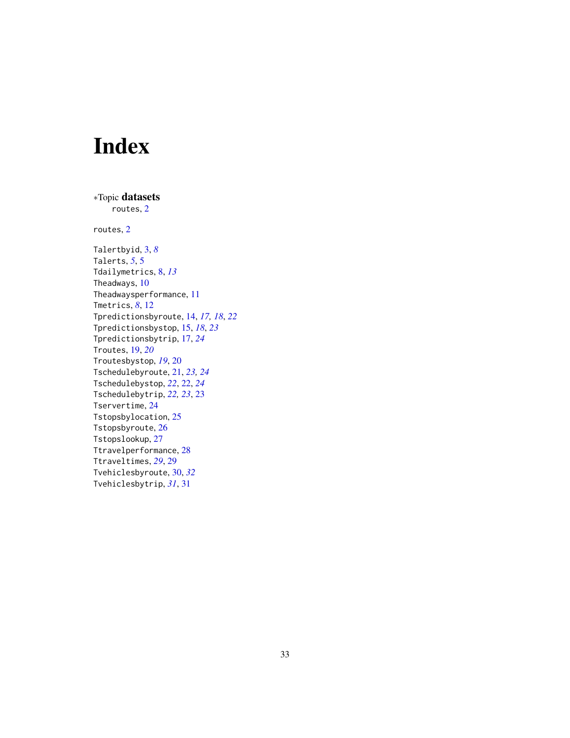# Index

∗Topic **datasets**

routes, 2

routes, 2

Talertbyid, 3, *8*
Talerts, *5*, 5
Tdailymetrics, 8, *13*
Theadways, 10
Theadwaysperformance, 11
Tmetrics, *8*, 12
Tpredictionsbyroute, 14, *17, 18*, *22*
Tpredictionsbystop, 15, *18*, *23*
Tpredictionsbytrip, 17, *24*
Troutes, 19, *20*
Troutesbystop, *19*, 20
Tschedulebyroute, 21, *23, 24*
Tschedulebystop, *22*, 22, *24*
Tschedulebytrip, *22, 23*, 23
Tservertime, 24
Tstopsbylocation, 25
Tstopsbyroute, 26
Tstopslookup, 27
Ttravelperformance, 28
Ttraveltimes, *29*, 29
Tvehiclesbyroute, 30, *32*
Tvehiclesbytrip, *31*, 31